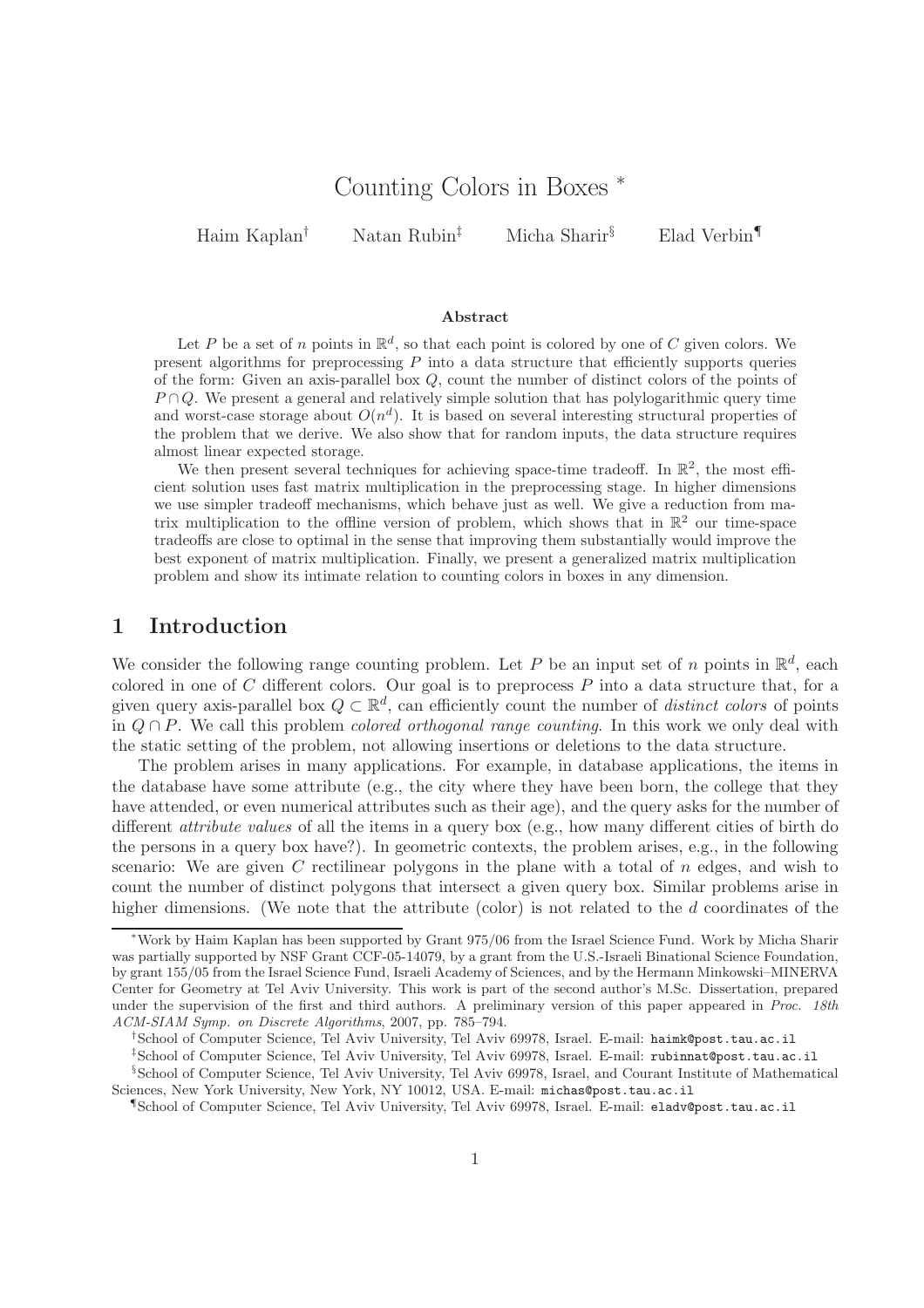# Counting Colors in Boxes *

Haim Kaplan[†] Natan Rubin[‡] Micha Sharir[§] Elad Verbin[¶]

### Abstract

Let $P$ be a set of $n$ points in $\mathbb{R}^d$, so that each point is colored by one of $C$ given colors. We present algorithms for preprocessing $P$ into a data structure that efficiently supports queries of the form: Given an axis-parallel box $Q$, count the number of distinct colors of the points of $P \cap Q$. We present a general and relatively simple solution that has polylogarithmic query time and worst-case storage about $O(n^d)$. It is based on several interesting structural properties of the problem that we derive. We also show that for random inputs, the data structure requires almost linear expected storage.

We then present several techniques for achieving space-time tradeoff. In $\mathbb{R}^2$, the most efficient solution uses fast matrix multiplication in the preprocessing stage. In higher dimensions we use simpler tradeoff mechanisms, which behave just as well. We give a reduction from matrix multiplication to the offline version of problem, which shows that in $\mathbb{R}^2$ our time-space tradeoffs are close to optimal in the sense that improving them substantially would improve the best exponent of matrix multiplication. Finally, we present a generalized matrix multiplication problem and show its intimate relation to counting colors in boxes in any dimension.

## 1 Introduction

We consider the following range counting problem. Let $P$ be an input set of $n$ points in $\mathbb{R}^d$, each colored in one of $C$ different colors. Our goal is to preprocess $P$ into a data structure that, for a given query axis-parallel box $Q \subset \mathbb{R}^d$, can efficiently count the number of *distinct colors* of points in $Q \cap P$. We call this problem *colored orthogonal range counting*. In this work we only deal with the static setting of the problem, not allowing insertions or deletions to the data structure.

The problem arises in many applications. For example, in database applications, the items in the database have some attribute (e.g., the city where they have been born, the college that they have attended, or even numerical attributes such as their age), and the query asks for the number of different *attribute values* of all the items in a query box (e.g., how many different cities of birth do the persons in a query box have?). In geometric contexts, the problem arises, e.g., in the following scenario: We are given $C$ rectilinear polygons in the plane with a total of $n$ edges, and wish to count the number of distinct polygons that intersect a given query box. Similar problems arise in higher dimensions. (We note that the attribute (color) is not related to the $d$ coordinates of the

---

*Work by Haim Kaplan has been supported by Grant 975/06 from the Israel Science Fund. Work by Micha Sharir was partially supported by NSF Grant CCF-05-14079, by a grant from the U.S.-Israeli Binational Science Foundation, by grant 155/05 from the Israel Science Fund, Israeli Academy of Sciences, and by the Hermann Minkowski–MINERVA Center for Geometry at Tel Aviv University. This work is part of the second author's M.Sc. Dissertation, prepared under the supervision of the first and third authors. A preliminary version of this paper appeared in *Proc. 18th ACM-SIAM Symp. on Discrete Algorithms*, 2007, pp. 785–794.

[†]School of Computer Science, Tel Aviv University, Tel Aviv 69978, Israel. E-mail: haimk@post.tau.ac.il

[‡]School of Computer Science, Tel Aviv University, Tel Aviv 69978, Israel. E-mail: rubinnat@post.tau.ac.il

[§]School of Computer Science, Tel Aviv University, Tel Aviv 69978, Israel, and Courant Institute of Mathematical Sciences, New York University, New York, NY 10012, USA. E-mail: michas@post.tau.ac.il

[¶]School of Computer Science, Tel Aviv University, Tel Aviv 69978, Israel. E-mail: eladv@post.tau.ac.il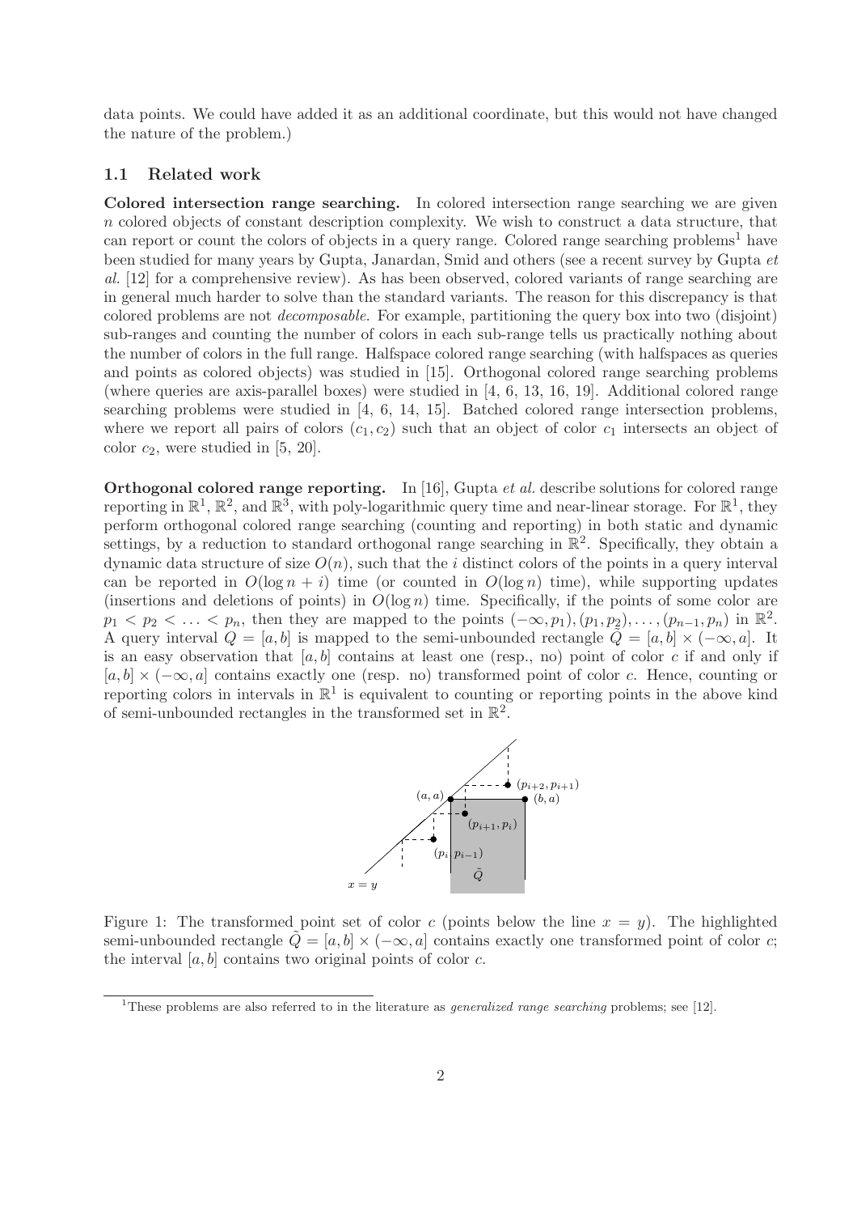data points. We could have added it as an additional coordinate, but this would not have changed the nature of the problem.)

### 1.1 Related work

**Colored intersection range searching.** In colored intersection range searching we are given $n$ colored objects of constant description complexity. We wish to construct a data structure, that can report or count the colors of objects in a query range. Colored range searching problems[1] have been studied for many years by Gupta, Janardan, Smid and others (see a recent survey by Gupta *et al.* [12] for a comprehensive review). As has been observed, colored variants of range searching are in general much harder to solve than the standard variants. The reason for this discrepancy is that colored problems are not *decomposable*. For example, partitioning the query box into two (disjoint) sub-ranges and counting the number of colors in each sub-range tells us practically nothing about the number of colors in the full range. Halfspace colored range searching (with halfspaces as queries and points as colored objects) was studied in [15]. Orthogonal colored range searching problems (where queries are axis-parallel boxes) were studied in [4, 6, 13, 16, 19]. Additional colored range searching problems were studied in [4, 6, 14, 15]. Batched colored range intersection problems, where we report all pairs of colors $(c_1, c_2)$ such that an object of color $c_1$ intersects an object of color $c_2$, were studied in [5, 20].

**Orthogonal colored range reporting.** In [16], Gupta *et al.* describe solutions for colored range reporting in $\mathbb{R}^1$, $\mathbb{R}^2$, and $\mathbb{R}^3$, with poly-logarithmic query time and near-linear storage. For $\mathbb{R}^1$, they perform orthogonal colored range searching (counting and reporting) in both static and dynamic settings, by a reduction to standard orthogonal range searching in $\mathbb{R}^2$. Specifically, they obtain a dynamic data structure of size $O(n)$, such that the $i$ distinct colors of the points in a query interval can be reported in $O(\log n + i)$ time (or counted in $O(\log n)$ time), while supporting updates (insertions and deletions of points) in $O(\log n)$ time. Specifically, if the points of some color are $p_1 < p_2 < \ldots < p_n$, then they are mapped to the points $(-\infty, p_1), (p_1, p_2), \ldots, (p_{n-1}, p_n)$ in $\mathbb{R}^2$. A query interval $Q = [a, b]$ is mapped to the semi-unbounded rectangle $\tilde{Q} = [a, b] \times (-\infty, a]$. It is an easy observation that $[a, b]$ contains at least one (resp., no) point of color $c$ if and only if $[a, b] \times (-\infty, a]$ contains exactly one (resp. no) transformed point of color $c$. Hence, counting or reporting colors in intervals in $\mathbb{R}^1$ is equivalent to counting or reporting points in the above kind of semi-unbounded rectangles in the transformed set in $\mathbb{R}^2$.

Figure 1: The transformed point set of color $c$ (points below the line $x = y$). The highlighted semi-unbounded rectangle $\tilde{Q} = [a, b] \times (-\infty, a]$ contains exactly one transformed point of color $c$; the interval $[a, b]$ contains two original points of color $c$.

[1] These problems are also referred to in the literature as *generalized range searching* problems; see [12].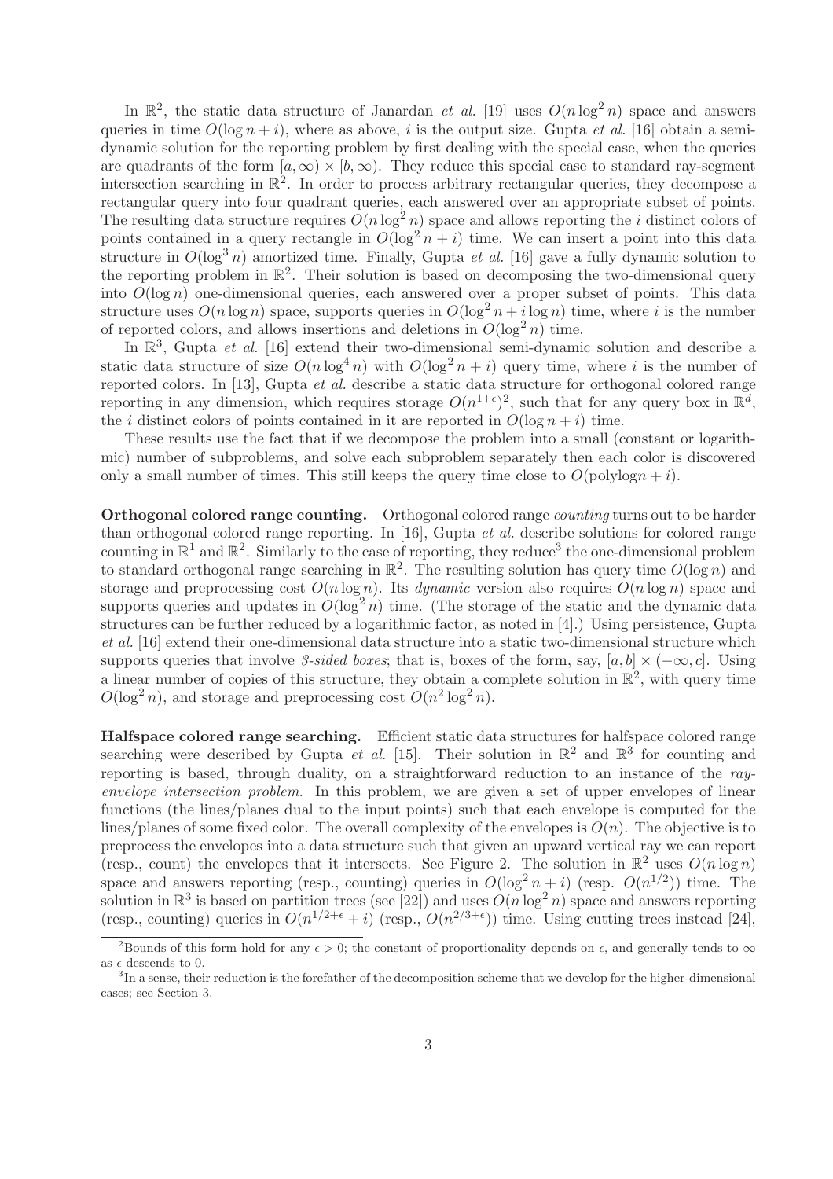In $\mathbb{R}^2$, the static data structure of Janardan *et al.* [19] uses $O(n \log^2 n)$ space and answers queries in time $O(\log n + i)$, where as above, $i$ is the output size. Gupta *et al.* [16] obtain a semi-dynamic solution for the reporting problem by first dealing with the special case, when the queries are quadrants of the form $[a, \infty) \times [b, \infty)$. They reduce this special case to standard ray-segment intersection searching in $\mathbb{R}^2$. In order to process arbitrary rectangular queries, they decompose a rectangular query into four quadrant queries, each answered over an appropriate subset of points. The resulting data structure requires $O(n \log^2 n)$ space and allows reporting the $i$ distinct colors of points contained in a query rectangle in $O(\log^2 n + i)$ time. We can insert a point into this data structure in $O(\log^3 n)$ amortized time. Finally, Gupta *et al.* [16] gave a fully dynamic solution to the reporting problem in $\mathbb{R}^2$. Their solution is based on decomposing the two-dimensional query into $O(\log n)$ one-dimensional queries, each answered over a proper subset of points. This data structure uses $O(n \log n)$ space, supports queries in $O(\log^2 n + i \log n)$ time, where $i$ is the number of reported colors, and allows insertions and deletions in $O(\log^2 n)$ time.

In $\mathbb{R}^3$, Gupta *et al.* [16] extend their two-dimensional semi-dynamic solution and describe a static data structure of size $O(n \log^4 n)$ with $O(\log^2 n + i)$ query time, where $i$ is the number of reported colors. In [13], Gupta *et al.* describe a static data structure for orthogonal colored range reporting in any dimension, which requires storage $O(n^{1+\epsilon})^2$, such that for any query box in $\mathbb{R}^d$, the $i$ distinct colors of points contained in it are reported in $O(\log n + i)$ time.

These results use the fact that if we decompose the problem into a small (constant or logarithmic) number of subproblems, and solve each subproblem separately then each color is discovered only a small number of times. This still keeps the query time close to $O(\text{polylog} n + i)$.

**Orthogonal colored range counting.** Orthogonal colored range *counting* turns out to be harder than orthogonal colored range reporting. In [16], Gupta *et al.* describe solutions for colored range counting in $\mathbb{R}^1$ and $\mathbb{R}^2$. Similarly to the case of reporting, they reduce[3] the one-dimensional problem to standard orthogonal range searching in $\mathbb{R}^2$. The resulting solution has query time $O(\log n)$ and storage and preprocessing cost $O(n \log n)$. Its *dynamic* version also requires $O(n \log n)$ space and supports queries and updates in $O(\log^2 n)$ time. (The storage of the static and the dynamic data structures can be further reduced by a logarithmic factor, as noted in [4].) Using persistence, Gupta *et al.* [16] extend their one-dimensional data structure into a static two-dimensional structure which supports queries that involve *3-sided boxes*; that is, boxes of the form, say, $[a, b] \times (-\infty, c]$. Using a linear number of copies of this structure, they obtain a complete solution in $\mathbb{R}^2$, with query time $O(\log^2 n)$, and storage and preprocessing cost $O(n^2 \log^2 n)$.

**Halfspace colored range searching.** Efficient static data structures for halfspace colored range searching were described by Gupta *et al.* [15]. Their solution in $\mathbb{R}^2$ and $\mathbb{R}^3$ for counting and reporting is based, through duality, on a straightforward reduction to an instance of the *ray-envelope intersection problem*. In this problem, we are given a set of upper envelopes of linear functions (the lines/planes dual to the input points) such that each envelope is computed for the lines/planes of some fixed color. The overall complexity of the envelopes is $O(n)$. The objective is to preprocess the envelopes into a data structure such that given an upward vertical ray we can report (resp., count) the envelopes that it intersects. See Figure 2. The solution in $\mathbb{R}^2$ uses $O(n \log n)$ space and answers reporting (resp., counting) queries in $O(\log^2 n + i)$ (resp. $O(n^{1/2})$) time. The solution in $\mathbb{R}^3$ is based on partition trees (see [22]) and uses $O(n \log^2 n)$ space and answers reporting (resp., counting) queries in $O(n^{1/2+\epsilon} + i)$ (resp., $O(n^{2/3+\epsilon})$) time. Using cutting trees instead [24],

---

[2]Bounds of this form hold for any $\epsilon > 0$; the constant of proportionality depends on $\epsilon$, and generally tends to $\infty$ as $\epsilon$ descends to 0.

[3]In a sense, their reduction is the forefather of the decomposition scheme that we develop for the higher-dimensional cases; see Section 3.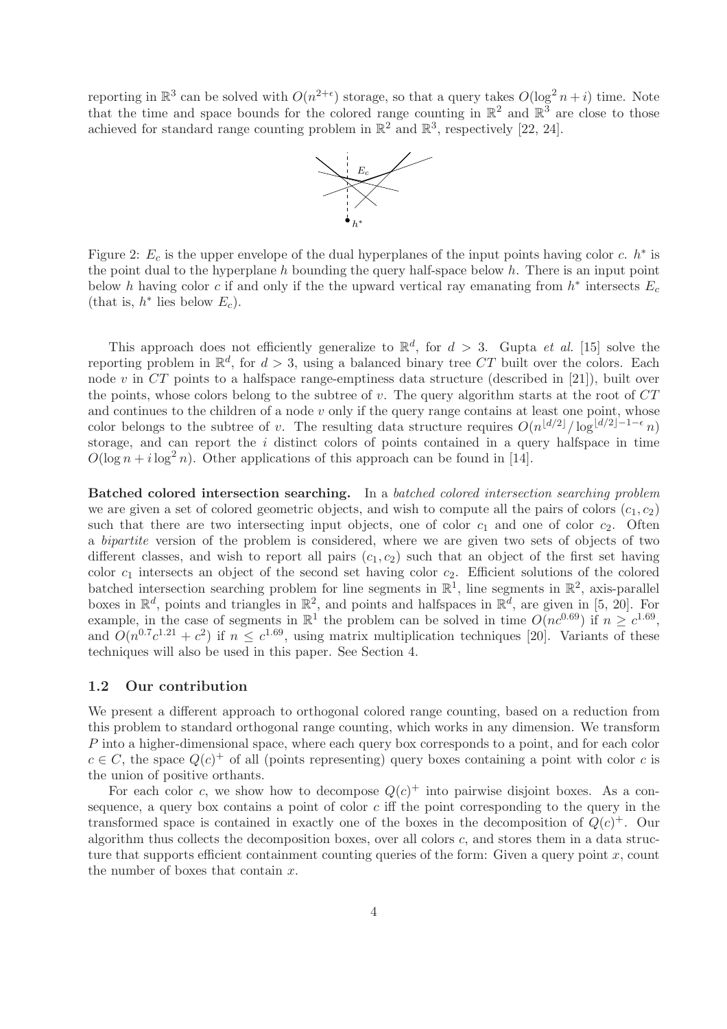reporting in $\mathbb{R}^3$ can be solved with $O(n^{2+\epsilon})$ storage, so that a query takes $O(\log^2 n + i)$ time. Note that the time and space bounds for the colored range counting in $\mathbb{R}^2$ and $\mathbb{R}^3$ are close to those achieved for standard range counting problem in $\mathbb{R}^2$ and $\mathbb{R}^3$, respectively [22, 24].

Figure 2: $E_c$ is the upper envelope of the dual hyperplanes of the input points having color $c$. $h^*$ is the point dual to the hyperplane $h$ bounding the query half-space below $h$. There is an input point below $h$ having color $c$ if and only if the the upward vertical ray emanating from $h^*$ intersects $E_c$ (that is, $h^*$ lies below $E_c$).

This approach does not efficiently generalize to $\mathbb{R}^d$, for $d > 3$. Gupta *et al.* [15] solve the reporting problem in $\mathbb{R}^d$, for $d > 3$, using a balanced binary tree $CT$ built over the colors. Each node $v$ in $CT$ points to a halfspace range-emptiness data structure (described in [21]), built over the points, whose colors belong to the subtree of $v$. The query algorithm starts at the root of $CT$ and continues to the children of a node $v$ only if the query range contains at least one point, whose color belongs to the subtree of $v$. The resulting data structure requires $O(n^{\lfloor d/2 \rfloor}/\log^{\lfloor d/2 \rfloor - 1 - \epsilon} n)$ storage, and can report the $i$ distinct colors of points contained in a query halfspace in time $O(\log n + i \log^2 n)$. Other applications of this approach can be found in [14].

**Batched colored intersection searching.** In a *batched colored intersection searching problem* we are given a set of colored geometric objects, and wish to compute all the pairs of colors $(c_1, c_2)$ such that there are two intersecting input objects, one of color $c_1$ and one of color $c_2$. Often a *bipartite* version of the problem is considered, where we are given two sets of objects of two different classes, and wish to report all pairs $(c_1, c_2)$ such that an object of the first set having color $c_1$ intersects an object of the second set having color $c_2$. Efficient solutions of the colored batched intersection searching problem for line segments in $\mathbb{R}^1$, line segments in $\mathbb{R}^2$, axis-parallel boxes in $\mathbb{R}^d$, points and triangles in $\mathbb{R}^2$, and points and halfspaces in $\mathbb{R}^d$, are given in [5, 20]. For example, in the case of segments in $\mathbb{R}^1$ the problem can be solved in time $O(nc^{0.69})$ if $n \geq c^{1.69}$, and $O(n^{0.7}c^{1.21} + c^2)$ if $n \leq c^{1.69}$, using matrix multiplication techniques [20]. Variants of these techniques will also be used in this paper. See Section 4.

### 1.2 Our contribution

We present a different approach to orthogonal colored range counting, based on a reduction from this problem to standard orthogonal range counting, which works in any dimension. We transform $P$ into a higher-dimensional space, where each query box corresponds to a point, and for each color $c \in C$, the space $Q(c)^+$ of all (points representing) query boxes containing a point with color $c$ is the union of positive orthants.

For each color $c$, we show how to decompose $Q(c)^+$ into pairwise disjoint boxes. As a consequence, a query box contains a point of color $c$ iff the point corresponding to the query in the transformed space is contained in exactly one of the boxes in the decomposition of $Q(c)^+$. Our algorithm thus collects the decomposition boxes, over all colors $c$, and stores them in a data structure that supports efficient containment counting queries of the form: Given a query point $x$, count the number of boxes that contain $x$.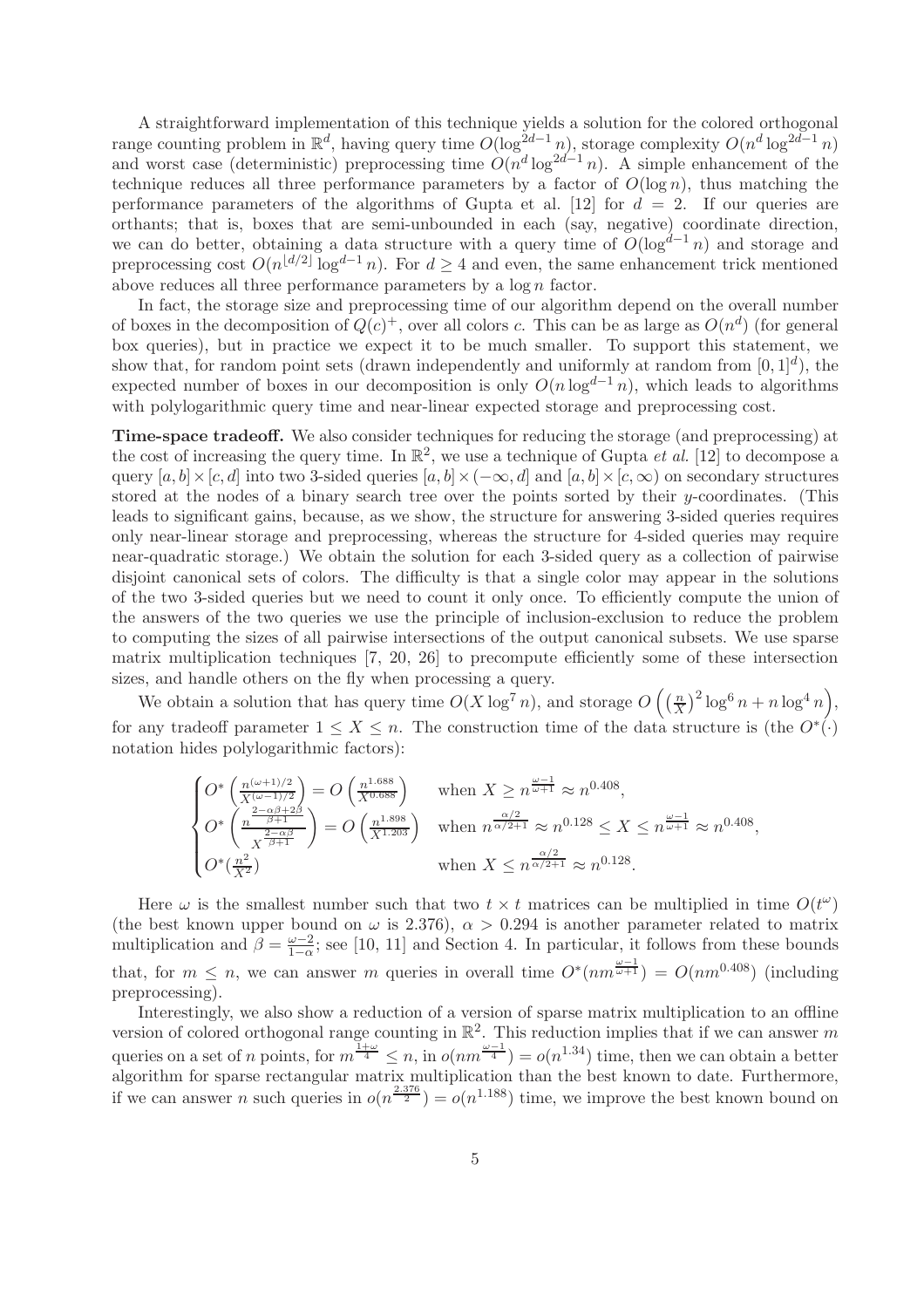A straightforward implementation of this technique yields a solution for the colored orthogonal range counting problem in $\mathbb{R}^d$, having query time $O(\log^{2d-1} n)$, storage complexity $O(n^d \log^{2d-1} n)$ and worst case (deterministic) preprocessing time $O(n^d \log^{2d-1} n)$. A simple enhancement of the technique reduces all three performance parameters by a factor of $O(\log n)$, thus matching the performance parameters of the algorithms of Gupta et al. [12] for $d = 2$. If our queries are orthants; that is, boxes that are semi-unbounded in each (say, negative) coordinate direction, we can do better, obtaining a data structure with a query time of $O(\log^{d-1} n)$ and storage and preprocessing cost $O(n^{\lfloor d/2 \rfloor} \log^{d-1} n)$. For $d \geq 4$ and even, the same enhancement trick mentioned above reduces all three performance parameters by a $\log n$ factor.

In fact, the storage size and preprocessing time of our algorithm depend on the overall number of boxes in the decomposition of $Q(c)^+$, over all colors $c$. This can be as large as $O(n^d)$ (for general box queries), but in practice we expect it to be much smaller. To support this statement, we show that, for random point sets (drawn independently and uniformly at random from $[0, 1]^d$), the expected number of boxes in our decomposition is only $O(n \log^{d-1} n)$, which leads to algorithms with polylogarithmic query time and near-linear expected storage and preprocessing cost.

**Time-space tradeoff.** We also consider techniques for reducing the storage (and preprocessing) at the cost of increasing the query time. In $\mathbb{R}^2$, we use a technique of Gupta *et al.* [12] to decompose a query $[a, b] \times [c, d]$ into two 3-sided queries $[a, b] \times (-\infty, d]$ and $[a, b] \times [c, \infty)$ on secondary structures stored at the nodes of a binary search tree over the points sorted by their $y$-coordinates. (This leads to significant gains, because, as we show, the structure for answering 3-sided queries requires only near-linear storage and preprocessing, whereas the structure for 4-sided queries may require near-quadratic storage.) We obtain the solution for each 3-sided query as a collection of pairwise disjoint canonical sets of colors. The difficulty is that a single color may appear in the solutions of the two 3-sided queries but we need to count it only once. To efficiently compute the union of the answers of the two queries we use the principle of inclusion-exclusion to reduce the problem to computing the sizes of all pairwise intersections of the output canonical subsets. We use sparse matrix multiplication techniques [7, 20, 26] to precompute efficiently some of these intersection sizes, and handle others on the fly when processing a query.

We obtain a solution that has query time $O(X \log^7 n)$, and storage $O\left(\left(\frac{n}{X}\right)^2 \log^6 n + n \log^4 n\right)$, for any tradeoff parameter $1 \leq X \leq n$. The construction time of the data structure is (the $O^*(\cdot)$ notation hides polylogarithmic factors):

$$
\begin{cases}
O^*\left(\frac{n^{(\omega+1)/2}}{X^{(\omega-1)/2}}\right) = O\left(\frac{n^{1.688}}{X^{0.688}}\right) & \text{when } X \geq n^{\frac{\omega-1}{\omega+1}} \approx n^{0.408}, \\
O^*\left(\frac{n^{\frac{2-\alpha\beta+2\beta}{\beta+1}}}{X^{\frac{2-\alpha\beta}{\beta+1}}}\right) = O\left(\frac{n^{1.898}}{X^{1.203}}\right) & \text{when } n^{\frac{\alpha/2}{\alpha/2+1}} \approx n^{0.128} \leq X \leq n^{\frac{\omega-1}{\omega+1}} \approx n^{0.408}, \\
O^*(\frac{n^2}{X^2}) & \text{when } X \leq n^{\frac{\alpha/2}{\alpha/2+1}} \approx n^{0.128}.
\end{cases}
$$

Here $\omega$ is the smallest number such that two $t \times t$ matrices can be multiplied in time $O(t^\omega)$ (the best known upper bound on $\omega$ is 2.376), $\alpha > 0.294$ is another parameter related to matrix multiplication and $\beta = \frac{\omega-2}{1-\alpha}$; see [10, 11] and Section 4. In particular, it follows from these bounds that, for $m \leq n$, we can answer $m$ queries in overall time $O^*(nm^{\frac{\omega-1}{\omega+1}}) = O(nm^{0.408})$ (including preprocessing).

Interestingly, we also show a reduction of a version of sparse matrix multiplication to an offline version of colored orthogonal range counting in $\mathbb{R}^2$. This reduction implies that if we can answer $m$ queries on a set of $n$ points, for $m^{\frac{1+\omega}{4}} \leq n$, in $o(nm^{\frac{\omega-1}{4}}) = o(n^{1.34})$ time, then we can obtain a better algorithm for sparse rectangular matrix multiplication than the best known to date. Furthermore, if we can answer $n$ such queries in $o(n^{\frac{2.376}{2}}) = o(n^{1.188})$ time, we improve the best known bound on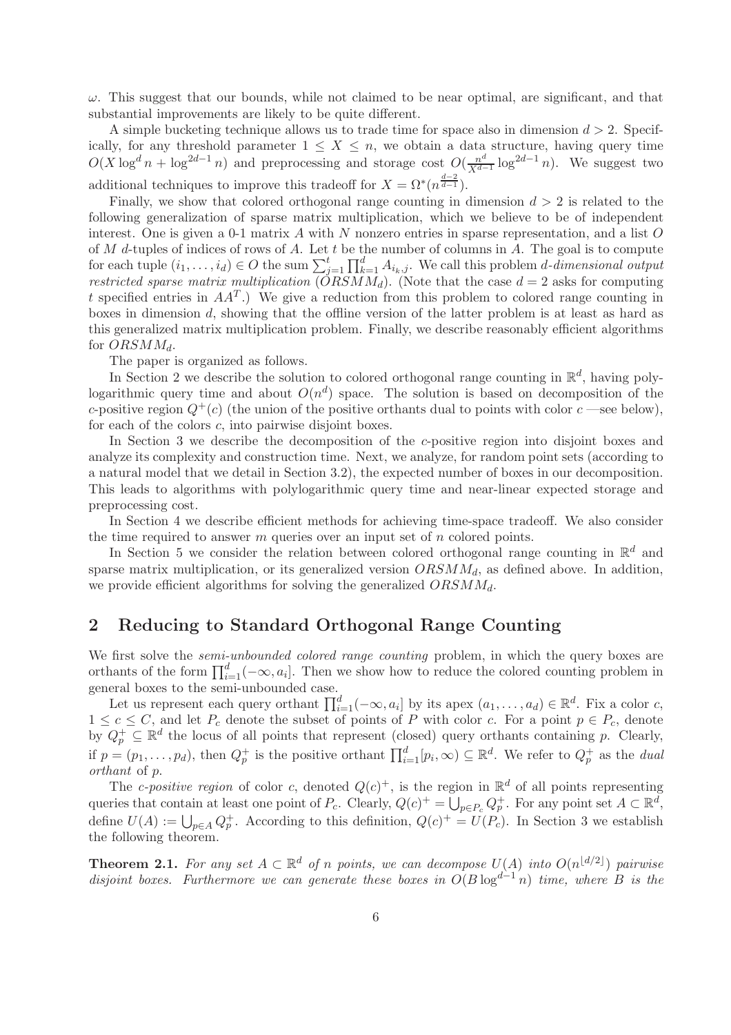$\omega$. This suggest that our bounds, while not claimed to be near optimal, are significant, and that substantial improvements are likely to be quite different.

A simple bucketing technique allows us to trade time for space also in dimension $d > 2$. Specifically, for any threshold parameter $1 \le X \le n$, we obtain a data structure, having query time $O(X \log^d n + \log^{2d-1} n)$ and preprocessing and storage cost $O(\frac{n^d}{X^{d-1}} \log^{2d-1} n)$. We suggest two additional techniques to improve this tradeoff for $X = \Omega^*(n^{\frac{d-2}{d-1}})$.

Finally, we show that colored orthogonal range counting in dimension $d > 2$ is related to the following generalization of sparse matrix multiplication, which we believe to be of independent interest. One is given a 0-1 matrix $A$ with $N$ nonzero entries in sparse representation, and a list $O$ of $M$ $d$-tuples of indices of rows of $A$. Let $t$ be the number of columns in $A$. The goal is to compute for each tuple $(i_1, \ldots, i_d) \in O$ the sum $\sum_{j=1}^{t} \prod_{k=1}^{d} A_{i_k,j}$. We call this problem *$d$-dimensional output restricted sparse matrix multiplication* ($ORSMM_d$). (Note that the case $d = 2$ asks for computing $t$ specified entries in $AA^T$.) We give a reduction from this problem to colored range counting in boxes in dimension $d$, showing that the offline version of the latter problem is at least as hard as this generalized matrix multiplication problem. Finally, we describe reasonably efficient algorithms for $ORSMM_d$.

The paper is organized as follows.

In Section 2 we describe the solution to colored orthogonal range counting in $\mathbb{R}^d$, having polylogarithmic query time and about $O(n^d)$ space. The solution is based on decomposition of the $c$-positive region $Q^+(c)$ (the union of the positive orthants dual to points with color $c$ —see below), for each of the colors $c$, into pairwise disjoint boxes.

In Section 3 we describe the decomposition of the $c$-positive region into disjoint boxes and analyze its complexity and construction time. Next, we analyze, for random point sets (according to a natural model that we detail in Section 3.2), the expected number of boxes in our decomposition. This leads to algorithms with polylogarithmic query time and near-linear expected storage and preprocessing cost.

In Section 4 we describe efficient methods for achieving time-space tradeoff. We also consider the time required to answer $m$ queries over an input set of $n$ colored points.

In Section 5 we consider the relation between colored orthogonal range counting in $\mathbb{R}^d$ and sparse matrix multiplication, or its generalized version $ORSMM_d$, as defined above. In addition, we provide efficient algorithms for solving the generalized $ORSMM_d$.

## 2 Reducing to Standard Orthogonal Range Counting

We first solve the *semi-unbounded colored range counting* problem, in which the query boxes are orthants of the form $\prod_{i=1}^{d}(-\infty, a_i]$. Then we show how to reduce the colored counting problem in general boxes to the semi-unbounded case.

Let us represent each query orthant $\prod_{i=1}^{d}(-\infty, a_i]$ by its apex $(a_1, \ldots, a_d) \in \mathbb{R}^d$. Fix a color $c$, $1 \le c \le C$, and let $P_c$ denote the subset of points of $P$ with color $c$. For a point $p \in P_c$, denote by $Q_p^+ \subseteq \mathbb{R}^d$ the locus of all points that represent (closed) query orthants containing $p$. Clearly, if $p = (p_1, \ldots, p_d)$, then $Q_p^+$ is the positive orthant $\prod_{i=1}^{d}[p_i, \infty) \subseteq \mathbb{R}^d$. We refer to $Q_p^+$ as the *dual orthant* of $p$.

The *$c$-positive region* of color $c$, denoted $Q(c)^+$, is the region in $\mathbb{R}^d$ of all points representing queries that contain at least one point of $P_c$. Clearly, $Q(c)^+ = \bigcup_{p \in P_c} Q_p^+$. For any point set $A \subset \mathbb{R}^d$, define $U(A) := \bigcup_{p \in A} Q_p^+$. According to this definition, $Q(c)^+ = U(P_c)$. In Section 3 we establish the following theorem.

**Theorem 2.1.** *For any set $A \subset \mathbb{R}^d$ of $n$ points, we can decompose $U(A)$ into $O(n^{\lfloor d/2 \rfloor})$ pairwise disjoint boxes. Furthermore we can generate these boxes in $O(B \log^{d-1} n)$ time, where $B$ is the*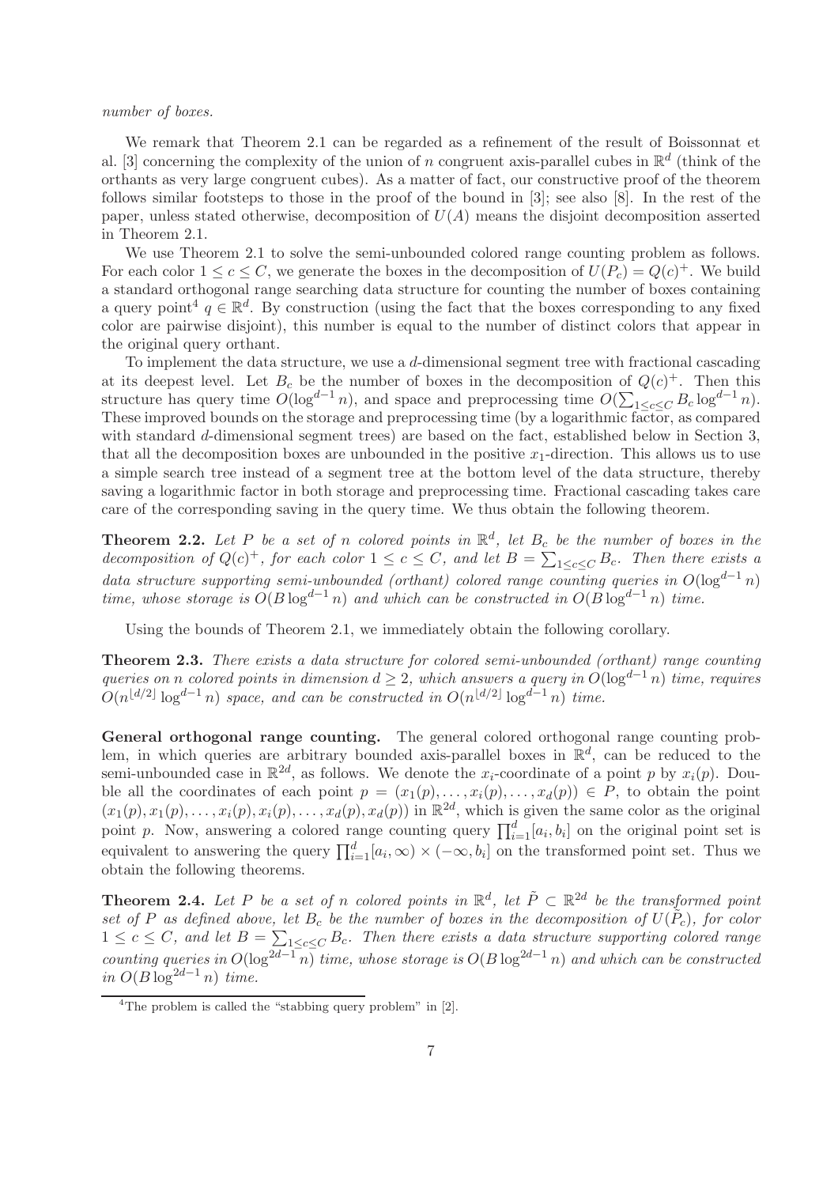*number of boxes.*

We remark that Theorem 2.1 can be regarded as a refinement of the result of Boissonnat et al. [3] concerning the complexity of the union of $n$ congruent axis-parallel cubes in $\mathbb{R}^d$ (think of the orthants as very large congruent cubes). As a matter of fact, our constructive proof of the theorem follows similar footsteps to those in the proof of the bound in [3]; see also [8]. In the rest of the paper, unless stated otherwise, decomposition of $U(A)$ means the disjoint decomposition asserted in Theorem 2.1.

We use Theorem 2.1 to solve the semi-unbounded colored range counting problem as follows. For each color $1 \le c \le C$, we generate the boxes in the decomposition of $U(P_c) = Q(c)^+$. We build a standard orthogonal range searching data structure for counting the number of boxes containing a query point[4] $q \in \mathbb{R}^d$. By construction (using the fact that the boxes corresponding to any fixed color are pairwise disjoint), this number is equal to the number of distinct colors that appear in the original query orthant.

To implement the data structure, we use a $d$-dimensional segment tree with fractional cascading at its deepest level. Let $B_c$ be the number of boxes in the decomposition of $Q(c)^+$. Then this structure has query time $O(\log^{d-1} n)$, and space and preprocessing time $O(\sum_{1 \le c \le C} B_c \log^{d-1} n)$. These improved bounds on the storage and preprocessing time (by a logarithmic factor, as compared with standard $d$-dimensional segment trees) are based on the fact, established below in Section 3, that all the decomposition boxes are unbounded in the positive $x_1$-direction. This allows us to use a simple search tree instead of a segment tree at the bottom level of the data structure, thereby saving a logarithmic factor in both storage and preprocessing time. Fractional cascading takes care of the corresponding saving in the query time. We thus obtain the following theorem.

**Theorem 2.2.** *Let $P$ be a set of $n$ colored points in $\mathbb{R}^d$, let $B_c$ be the number of boxes in the decomposition of $Q(c)^+$, for each color $1 \le c \le C$, and let $B = \sum_{1 \le c \le C} B_c$. Then there exists a data structure supporting semi-unbounded (orthant) colored range counting queries in $O(\log^{d-1} n)$ time, whose storage is $O(B \log^{d-1} n)$ and which can be constructed in $O(B \log^{d-1} n)$ time.*

Using the bounds of Theorem 2.1, we immediately obtain the following corollary.

**Theorem 2.3.** *There exists a data structure for colored semi-unbounded (orthant) range counting queries on $n$ colored points in dimension $d \ge 2$, which answers a query in $O(\log^{d-1} n)$ time, requires $O(n^{\lfloor d/2 \rfloor} \log^{d-1} n)$ space, and can be constructed in $O(n^{\lfloor d/2 \rfloor} \log^{d-1} n)$ time.*

**General orthogonal range counting.** The general colored orthogonal range counting problem, in which queries are arbitrary bounded axis-parallel boxes in $\mathbb{R}^d$, can be reduced to the semi-unbounded case in $\mathbb{R}^{2d}$, as follows. We denote the $x_i$-coordinate of a point $p$ by $x_i(p)$. Double all the coordinates of each point $p = (x_1(p), \ldots, x_i(p), \ldots, x_d(p)) \in P$, to obtain the point $(x_1(p), x_1(p), \ldots, x_i(p), x_i(p), \ldots, x_d(p), x_d(p))$ in $\mathbb{R}^{2d}$, which is given the same color as the original point $p$. Now, answering a colored range counting query $\prod_{i=1}^d [a_i, b_i]$ on the original point set is equivalent to answering the query $\prod_{i=1}^d [a_i, \infty) \times (-\infty, b_i]$ on the transformed point set. Thus we obtain the following theorems.

**Theorem 2.4.** *Let $P$ be a set of $n$ colored points in $\mathbb{R}^d$, let $\tilde{P} \subset \mathbb{R}^{2d}$ be the transformed point set of $P$ as defined above, let $B_c$ be the number of boxes in the decomposition of $U(\tilde{P}_c)$, for color $1 \le c \le C$, and let $B = \sum_{1 \le c \le C} B_c$. Then there exists a data structure supporting colored range counting queries in $O(\log^{2d-1} n)$ time, whose storage is $O(B \log^{2d-1} n)$ and which can be constructed in $O(B \log^{2d-1} n)$ time.*

---

[4] The problem is called the "stabbing query problem" in [2].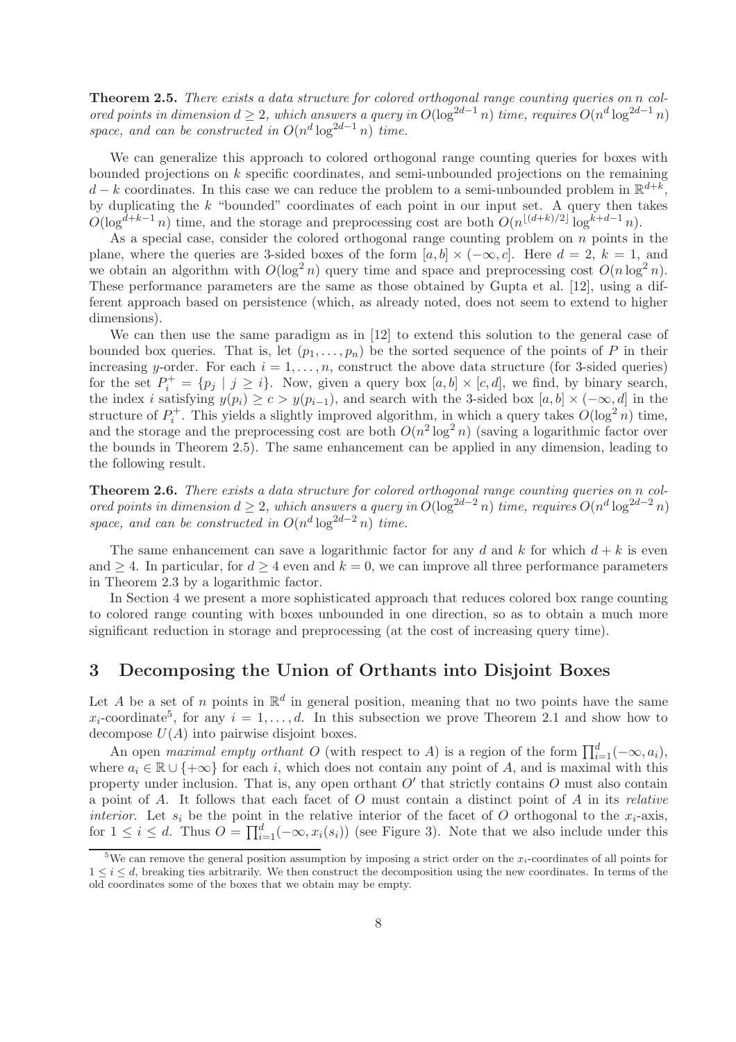**Theorem 2.5.** *There exists a data structure for colored orthogonal range counting queries on $n$ colored points in dimension $d \geq 2$, which answers a query in $O(\log^{2d-1} n)$ time, requires $O(n^d \log^{2d-1} n)$ space, and can be constructed in $O(n^d \log^{2d-1} n)$ time.*

We can generalize this approach to colored orthogonal range counting queries for boxes with bounded projections on $k$ specific coordinates, and semi-unbounded projections on the remaining $d-k$ coordinates. In this case we can reduce the problem to a semi-unbounded problem in $\mathbb{R}^{d+k}$, by duplicating the $k$ "bounded" coordinates of each point in our input set. A query then takes $O(\log^{d+k-1} n)$ time, and the storage and preprocessing cost are both $O(n^{\lfloor (d+k)/2 \rfloor} \log^{k+d-1} n)$.

As a special case, consider the colored orthogonal range counting problem on $n$ points in the plane, where the queries are 3-sided boxes of the form $[a,b] \times (-\infty, c]$. Here $d=2$, $k=1$, and we obtain an algorithm with $O(\log^2 n)$ query time and space and preprocessing cost $O(n \log^2 n)$. These performance parameters are the same as those obtained by Gupta et al. [12], using a different approach based on persistence (which, as already noted, does not seem to extend to higher dimensions).

We can then use the same paradigm as in [12] to extend this solution to the general case of bounded box queries. That is, let $(p_1, \ldots, p_n)$ be the sorted sequence of the points of $P$ in their increasing $y$-order. For each $i = 1, \ldots, n$, construct the above data structure (for 3-sided queries) for the set $P_i^+ = \{p_j \mid j \geq i\}$. Now, given a query box $[a,b] \times [c,d]$, we find, by binary search, the index $i$ satisfying $y(p_i) \geq c > y(p_{i-1})$, and search with the 3-sided box $[a,b] \times (-\infty, d]$ in the structure of $P_i^+$. This yields a slightly improved algorithm, in which a query takes $O(\log^2 n)$ time, and the storage and the preprocessing cost are both $O(n^2 \log^2 n)$ (saving a logarithmic factor over the bounds in Theorem 2.5). The same enhancement can be applied in any dimension, leading to the following result.

**Theorem 2.6.** *There exists a data structure for colored orthogonal range counting queries on $n$ colored points in dimension $d \geq 2$, which answers a query in $O(\log^{2d-2} n)$ time, requires $O(n^d \log^{2d-2} n)$ space, and can be constructed in $O(n^d \log^{2d-2} n)$ time.*

The same enhancement can save a logarithmic factor for any $d$ and $k$ for which $d+k$ is even and $\geq 4$. In particular, for $d \geq 4$ even and $k=0$, we can improve all three performance parameters in Theorem 2.3 by a logarithmic factor.

In Section 4 we present a more sophisticated approach that reduces colored box range counting to colored range counting with boxes unbounded in one direction, so as to obtain a much more significant reduction in storage and preprocessing (at the cost of increasing query time).

## 3 Decomposing the Union of Orthants into Disjoint Boxes

Let $A$ be a set of $n$ points in $\mathbb{R}^d$ in general position, meaning that no two points have the same $x_i$-coordinate[5], for any $i = 1, \ldots, d$. In this subsection we prove Theorem 2.1 and show how to decompose $U(A)$ into pairwise disjoint boxes.

An open *maximal empty orthant* $O$ (with respect to $A$) is a region of the form $\prod_{i=1}^{d}(-\infty, a_i)$, where $a_i \in \mathbb{R} \cup \{+\infty\}$ for each $i$, which does not contain any point of $A$, and is maximal with this property under inclusion. That is, any open orthant $O'$ that strictly contains $O$ must also contain a point of $A$. It follows that each facet of $O$ must contain a distinct point of $A$ in its *relative interior*. Let $s_i$ be the point in the relative interior of the facet of $O$ orthogonal to the $x_i$-axis, for $1 \leq i \leq d$. Thus $O = \prod_{i=1}^{d}(-\infty, x_i(s_i))$ (see Figure 3). Note that we also include under this

[5] We can remove the general position assumption by imposing a strict order on the $x_i$-coordinates of all points for $1 \leq i \leq d$, breaking ties arbitrarily. We then construct the decomposition using the new coordinates. In terms of the old coordinates some of the boxes that we obtain may be empty.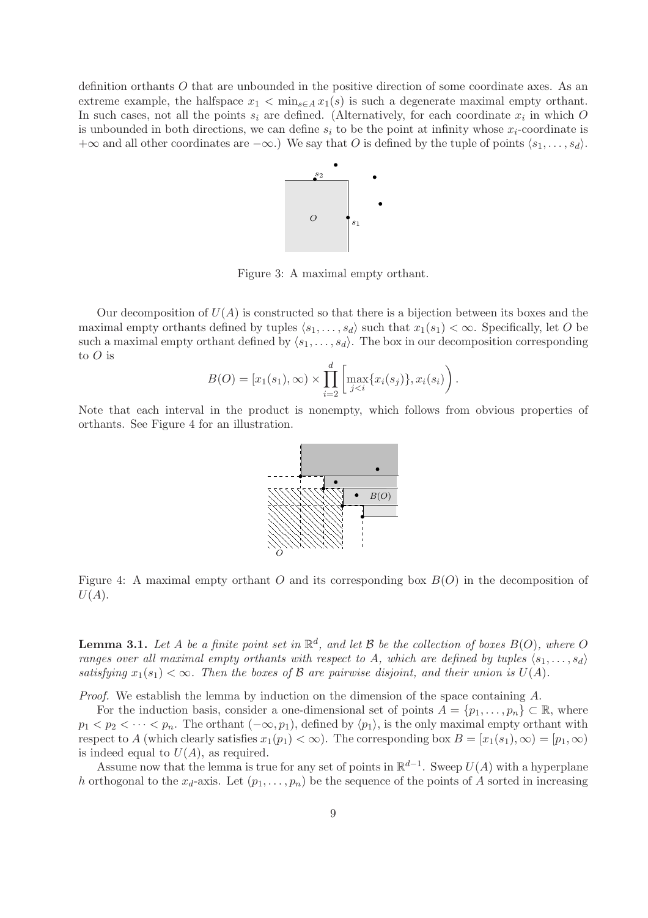definition orthants $O$ that are unbounded in the positive direction of some coordinate axes. As an extreme example, the halfspace $x_1 < \min_{s \in A} x_1(s)$ is such a degenerate maximal empty orthant. In such cases, not all the points $s_i$ are defined. (Alternatively, for each coordinate $x_i$ in which $O$ is unbounded in both directions, we can define $s_i$ to be the point at infinity whose $x_i$-coordinate is $+\infty$ and all other coordinates are $-\infty$.) We say that $O$ is defined by the tuple of points $\langle s_1, \ldots, s_d \rangle$.

Figure 3: A maximal empty orthant.

Our decomposition of $U(A)$ is constructed so that there is a bijection between its boxes and the maximal empty orthants defined by tuples $\langle s_1, \ldots, s_d \rangle$ such that $x_1(s_1) < \infty$. Specifically, let $O$ be such a maximal empty orthant defined by $\langle s_1, \ldots, s_d \rangle$. The box in our decomposition corresponding to $O$ is

$$B(O) = [x_1(s_1), \infty) \times \prod_{i=2}^{d} \left[ \max_{j<i} \{x_i(s_j)\}, x_i(s_i) \right).$$

Note that each interval in the product is nonempty, which follows from obvious properties of orthants. See Figure 4 for an illustration.

Figure 4: A maximal empty orthant $O$ and its corresponding box $B(O)$ in the decomposition of $U(A)$.

**Lemma 3.1.** *Let $A$ be a finite point set in $\mathbb{R}^d$, and let $\mathcal{B}$ be the collection of boxes $B(O)$, where $O$ ranges over all maximal empty orthants with respect to $A$, which are defined by tuples $\langle s_1, \ldots, s_d \rangle$ satisfying $x_1(s_1) < \infty$. Then the boxes of $\mathcal{B}$ are pairwise disjoint, and their union is $U(A)$.*

*Proof.* We establish the lemma by induction on the dimension of the space containing $A$.

For the induction basis, consider a one-dimensional set of points $A = \{p_1, \ldots, p_n\} \subset \mathbb{R}$, where $p_1 < p_2 < \cdots < p_n$. The orthant $(-\infty, p_1)$, defined by $\langle p_1 \rangle$, is the only maximal empty orthant with respect to $A$ (which clearly satisfies $x_1(p_1) < \infty$). The corresponding box $B = [x_1(s_1), \infty) = [p_1, \infty)$ is indeed equal to $U(A)$, as required.

Assume now that the lemma is true for any set of points in $\mathbb{R}^{d-1}$. Sweep $U(A)$ with a hyperplane $h$ orthogonal to the $x_d$-axis. Let $(p_1, \ldots, p_n)$ be the sequence of the points of $A$ sorted in increasing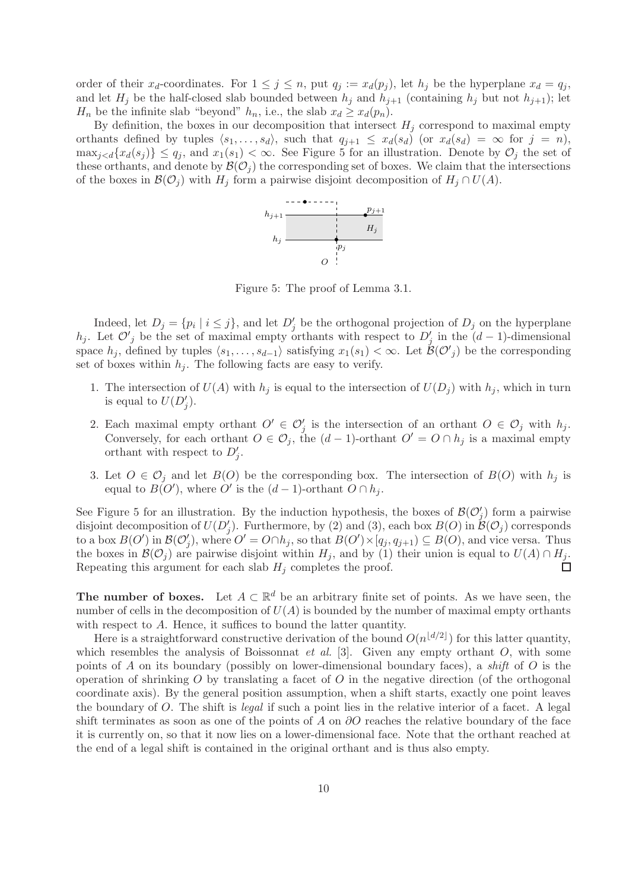order of their $x_d$-coordinates. For $1 \le j \le n$, put $q_j := x_d(p_j)$, let $h_j$ be the hyperplane $x_d = q_j$, and let $H_j$ be the half-closed slab bounded between $h_j$ and $h_{j+1}$ (containing $h_j$ but not $h_{j+1}$); let $H_n$ be the infinite slab "beyond" $h_n$, i.e., the slab $x_d \ge x_d(p_n)$.

By definition, the boxes in our decomposition that intersect $H_j$ correspond to maximal empty orthants defined by tuples $\langle s_1, \ldots, s_d \rangle$, such that $q_{j+1} \le x_d(s_d)$ (or $x_d(s_d) = \infty$ for $j = n$), $\max_{j<d}\{x_d(s_j)\} \le q_j$, and $x_1(s_1) < \infty$. See Figure 5 for an illustration. Denote by $\mathcal{O}_j$ the set of these orthants, and denote by $\mathcal{B}(\mathcal{O}_j)$ the corresponding set of boxes. We claim that the intersections of the boxes in $\mathcal{B}(\mathcal{O}_j)$ with $H_j$ form a pairwise disjoint decomposition of $H_j \cap U(A)$.

Figure 5: The proof of Lemma 3.1.

Indeed, let $D_j = \{p_i \mid i \le j\}$, and let $D'_j$ be the orthogonal projection of $D_j$ on the hyperplane $h_j$. Let $\mathcal{O}'_j$ be the set of maximal empty orthants with respect to $D'_j$ in the $(d-1)$-dimensional space $h_j$, defined by tuples $\langle s_1, \ldots, s_{d-1} \rangle$ satisfying $x_1(s_1) < \infty$. Let $\mathcal{B}(\mathcal{O}'_j)$ be the corresponding set of boxes within $h_j$. The following facts are easy to verify.

1. The intersection of $U(A)$ with $h_j$ is equal to the intersection of $U(D_j)$ with $h_j$, which in turn is equal to $U(D'_j)$.
2. Each maximal empty orthant $O' \in \mathcal{O}'_j$ is the intersection of an orthant $O \in \mathcal{O}_j$ with $h_j$. Conversely, for each orthant $O \in \mathcal{O}_j$, the $(d-1)$-orthant $O' = O \cap h_j$ is a maximal empty orthant with respect to $D'_j$.
3. Let $O \in \mathcal{O}_j$ and let $B(O)$ be the corresponding box. The intersection of $B(O)$ with $h_j$ is equal to $B(O')$, where $O'$ is the $(d-1)$-orthant $O \cap h_j$.

See Figure 5 for an illustration. By the induction hypothesis, the boxes of $\mathcal{B}(\mathcal{O}'_j)$ form a pairwise disjoint decomposition of $U(D'_j)$. Furthermore, by (2) and (3), each box $B(O)$ in $\mathcal{B}(\mathcal{O}_j)$ corresponds to a box $B(O')$ in $\mathcal{B}(\mathcal{O}'_j)$, where $O' = O \cap h_j$, so that $B(O') \times [q_j, q_{j+1}) \subseteq B(O)$, and vice versa. Thus the boxes in $\mathcal{B}(\mathcal{O}_j)$ are pairwise disjoint within $H_j$, and by (1) their union is equal to $U(A) \cap H_j$. Repeating this argument for each slab $H_j$ completes the proof. $\square$

**The number of boxes.** Let $A \subset \mathbb{R}^d$ be an arbitrary finite set of points. As we have seen, the number of cells in the decomposition of $U(A)$ is bounded by the number of maximal empty orthants with respect to $A$. Hence, it suffices to bound the latter quantity.

Here is a straightforward constructive derivation of the bound $O(n^{\lfloor d/2 \rfloor})$ for this latter quantity, which resembles the analysis of Boissonnat *et al.* [3]. Given any empty orthant $O$, with some points of $A$ on its boundary (possibly on lower-dimensional boundary faces), a *shift* of $O$ is the operation of shrinking $O$ by translating a facet of $O$ in the negative direction (of the orthogonal coordinate axis). By the general position assumption, when a shift starts, exactly one point leaves the boundary of $O$. The shift is *legal* if such a point lies in the relative interior of a facet. A legal shift terminates as soon as one of the points of $A$ on $\partial O$ reaches the relative boundary of the face it is currently on, so that it now lies on a lower-dimensional face. Note that the orthant reached at the end of a legal shift is contained in the original orthant and is thus also empty.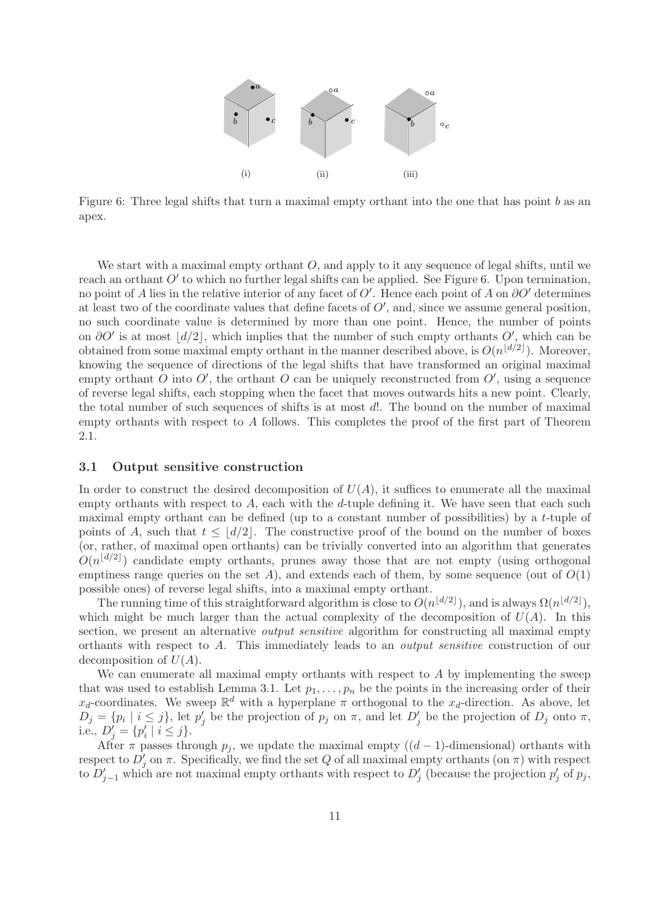Figure 6: Three legal shifts that turn a maximal empty orthant into the one that has point $b$ as an apex.

We start with a maximal empty orthant $O$, and apply to it any sequence of legal shifts, until we reach an orthant $O'$ to which no further legal shifts can be applied. See Figure 6. Upon termination, no point of $A$ lies in the relative interior of any facet of $O'$. Hence each point of $A$ on $\partial O'$ determines at least two of the coordinate values that define facets of $O'$, and, since we assume general position, no such coordinate value is determined by more than one point. Hence, the number of points on $\partial O'$ is at most $\lfloor d/2 \rfloor$, which implies that the number of such empty orthants $O'$, which can be obtained from some maximal empty orthant in the manner described above, is $O(n^{\lfloor d/2 \rfloor})$. Moreover, knowing the sequence of directions of the legal shifts that have transformed an original maximal empty orthant $O$ into $O'$, the orthant $O$ can be uniquely reconstructed from $O'$, using a sequence of reverse legal shifts, each stopping when the facet that moves outwards hits a new point. Clearly, the total number of such sequences of shifts is at most $d!$. The bound on the number of maximal empty orthants with respect to $A$ follows. This completes the proof of the first part of Theorem 2.1.

### 3.1 Output sensitive construction

In order to construct the desired decomposition of $U(A)$, it suffices to enumerate all the maximal empty orthants with respect to $A$, each with the $d$-tuple defining it. We have seen that each such maximal empty orthant can be defined (up to a constant number of possibilities) by a $t$-tuple of points of $A$, such that $t \leq \lfloor d/2 \rfloor$. The constructive proof of the bound on the number of boxes (or, rather, of maximal open orthants) can be trivially converted into an algorithm that generates $O(n^{\lfloor d/2 \rfloor})$ candidate empty orthants, prunes away those that are not empty (using orthogonal emptiness range queries on the set $A$), and extends each of them, by some sequence (out of $O(1)$ possible ones) of reverse legal shifts, into a maximal empty orthant.

The running time of this straightforward algorithm is close to $O(n^{\lfloor d/2 \rfloor})$, and is always $\Omega(n^{\lfloor d/2 \rfloor})$, which might be much larger than the actual complexity of the decomposition of $U(A)$. In this section, we present an alternative *output sensitive* algorithm for constructing all maximal empty orthants with respect to $A$. This immediately leads to an *output sensitive* construction of our decomposition of $U(A)$.

We can enumerate all maximal empty orthants with respect to $A$ by implementing the sweep that was used to establish Lemma 3.1. Let $p_1, \ldots, p_n$ be the points in the increasing order of their $x_d$-coordinates. We sweep $\mathbb{R}^d$ with a hyperplane $\pi$ orthogonal to the $x_d$-direction. As above, let $D_j = \{p_i \mid i \leq j\}$, let $p'_j$ be the projection of $p_j$ on $\pi$, and let $D'_j$ be the projection of $D_j$ onto $\pi$, i.e., $D'_j = \{p'_i \mid i \leq j\}$.

After $\pi$ passes through $p_j$, we update the maximal empty ($(d-1)$-dimensional) orthants with respect to $D'_j$ on $\pi$. Specifically, we find the set $Q$ of all maximal empty orthants (on $\pi$) with respect to $D'_{j-1}$ which are not maximal empty orthants with respect to $D'_j$ (because the projection $p'_j$ of $p_j$,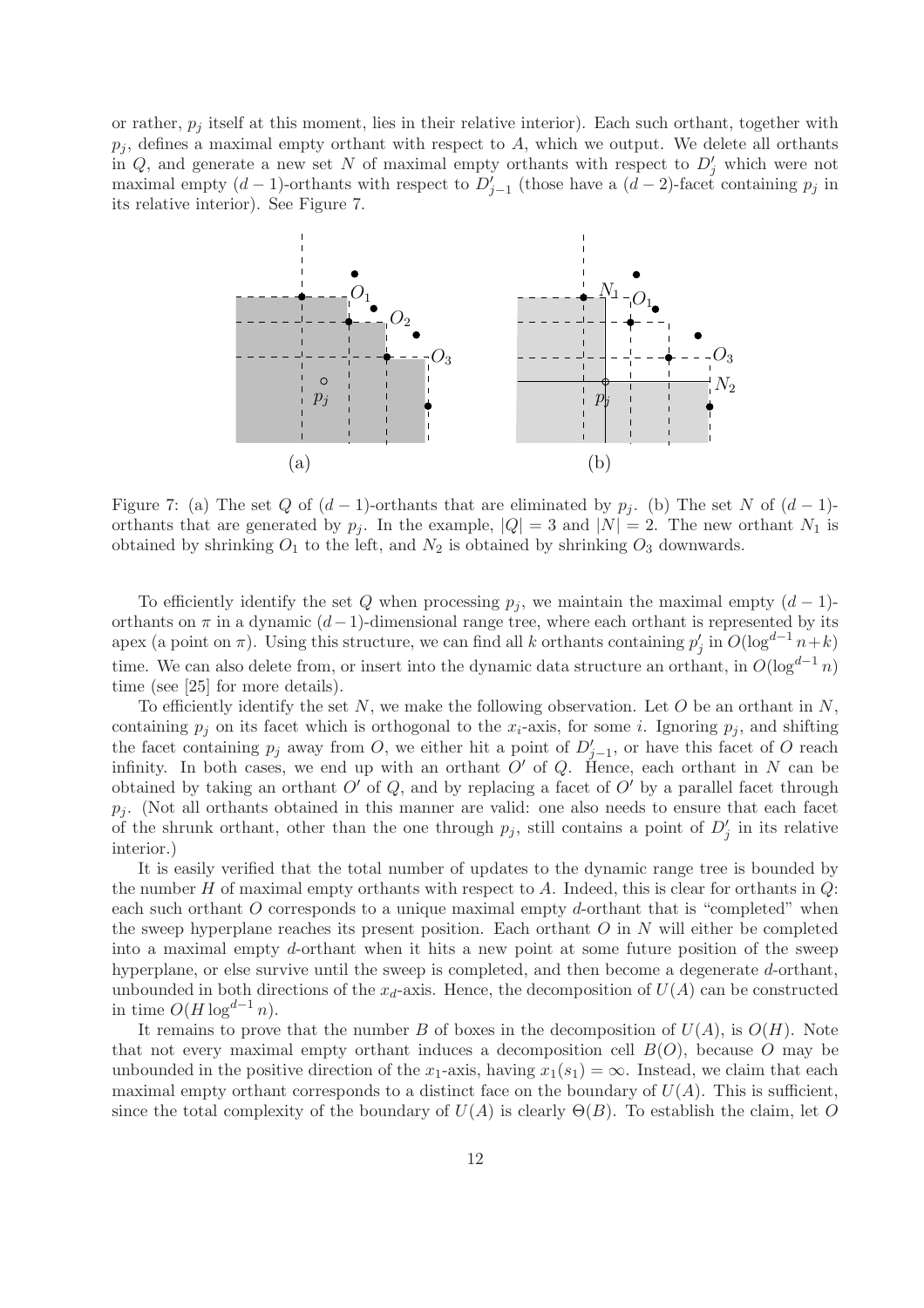or rather, $p_j$ itself at this moment, lies in their relative interior). Each such orthant, together with $p_j$, defines a maximal empty orthant with respect to $A$, which we output. We delete all orthants in $Q$, and generate a new set $N$ of maximal empty orthants with respect to $D'_j$ which were not maximal empty $(d-1)$-orthants with respect to $D'_{j-1}$ (those have a $(d-2)$-facet containing $p_j$ in its relative interior). See Figure 7.

Figure 7: (a) The set $Q$ of $(d-1)$-orthants that are eliminated by $p_j$. (b) The set $N$ of $(d-1)$-orthants that are generated by $p_j$. In the example, $|Q| = 3$ and $|N| = 2$. The new orthant $N_1$ is obtained by shrinking $O_1$ to the left, and $N_2$ is obtained by shrinking $O_3$ downwards.

To efficiently identify the set $Q$ when processing $p_j$, we maintain the maximal empty $(d-1)$-orthants on $\pi$ in a dynamic $(d-1)$-dimensional range tree, where each orthant is represented by its apex (a point on $\pi$). Using this structure, we can find all $k$ orthants containing $p'_j$ in $O(\log^{d-1} n + k)$ time. We can also delete from, or insert into the dynamic data structure an orthant, in $O(\log^{d-1} n)$ time (see [25] for more details).

To efficiently identify the set $N$, we make the following observation. Let $O$ be an orthant in $N$, containing $p_j$ on its facet which is orthogonal to the $x_i$-axis, for some $i$. Ignoring $p_j$, and shifting the facet containing $p_j$ away from $O$, we either hit a point of $D'_{j-1}$, or have this facet of $O$ reach infinity. In both cases, we end up with an orthant $O'$ of $Q$. Hence, each orthant in $N$ can be obtained by taking an orthant $O'$ of $Q$, and by replacing a facet of $O'$ by a parallel facet through $p_j$. (Not all orthants obtained in this manner are valid: one also needs to ensure that each facet of the shrunk orthant, other than the one through $p_j$, still contains a point of $D'_j$ in its relative interior.)

It is easily verified that the total number of updates to the dynamic range tree is bounded by the number $H$ of maximal empty orthants with respect to $A$. Indeed, this is clear for orthants in $Q$: each such orthant $O$ corresponds to a unique maximal empty $d$-orthant that is "completed" when the sweep hyperplane reaches its present position. Each orthant $O$ in $N$ will either be completed into a maximal empty $d$-orthant when it hits a new point at some future position of the sweep hyperplane, or else survive until the sweep is completed, and then become a degenerate $d$-orthant, unbounded in both directions of the $x_d$-axis. Hence, the decomposition of $U(A)$ can be constructed in time $O(H \log^{d-1} n)$.

It remains to prove that the number $B$ of boxes in the decomposition of $U(A)$, is $O(H)$. Note that not every maximal empty orthant induces a decomposition cell $B(O)$, because $O$ may be unbounded in the positive direction of the $x_1$-axis, having $x_1(s_1) = \infty$. Instead, we claim that each maximal empty orthant corresponds to a distinct face on the boundary of $U(A)$. This is sufficient, since the total complexity of the boundary of $U(A)$ is clearly $\Theta(B)$. To establish the claim, let $O$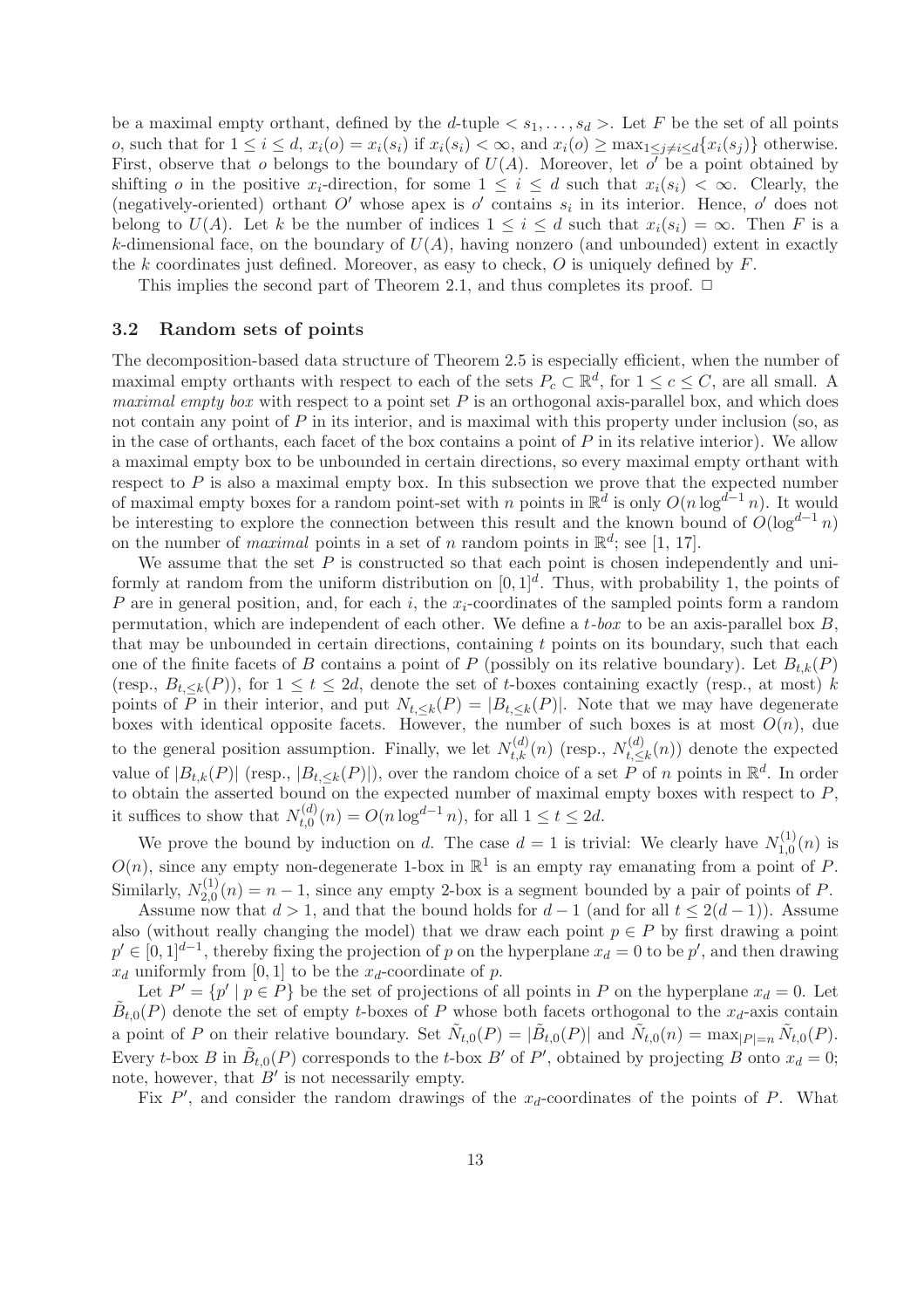be a maximal empty orthant, defined by the $d$-tuple $< s_1, \ldots, s_d >$. Let $F$ be the set of all points $o$, such that for $1 \le i \le d$, $x_i(o) = x_i(s_i)$ if $x_i(s_i) < \infty$, and $x_i(o) \ge \max_{1 \le j \ne i \le d}\{x_i(s_j)\}$ otherwise. First, observe that $o$ belongs to the boundary of $U(A)$. Moreover, let $o'$ be a point obtained by shifting $o$ in the positive $x_i$-direction, for some $1 \le i \le d$ such that $x_i(s_i) < \infty$. Clearly, the (negatively-oriented) orthant $O'$ whose apex is $o'$ contains $s_i$ in its interior. Hence, $o'$ does not belong to $U(A)$. Let $k$ be the number of indices $1 \le i \le d$ such that $x_i(s_i) = \infty$. Then $F$ is a $k$-dimensional face, on the boundary of $U(A)$, having nonzero (and unbounded) extent in exactly the $k$ coordinates just defined. Moreover, as easy to check, $O$ is uniquely defined by $F$.

This implies the second part of Theorem 2.1, and thus completes its proof. $\Box$

### 3.2 Random sets of points

The decomposition-based data structure of Theorem 2.5 is especially efficient, when the number of maximal empty orthants with respect to each of the sets $P_c \subset \mathbb{R}^d$, for $1 \le c \le C$, are all small. A *maximal empty box* with respect to a point set $P$ is an orthogonal axis-parallel box, and which does not contain any point of $P$ in its interior, and is maximal with this property under inclusion (so, as in the case of orthants, each facet of the box contains a point of $P$ in its relative interior). We allow a maximal empty box to be unbounded in certain directions, so every maximal empty orthant with respect to $P$ is also a maximal empty box. In this subsection we prove that the expected number of maximal empty boxes for a random point-set with $n$ points in $\mathbb{R}^d$ is only $O(n \log^{d-1} n)$. It would be interesting to explore the connection between this result and the known bound of $O(\log^{d-1} n)$ on the number of *maximal* points in a set of $n$ random points in $\mathbb{R}^d$; see [1, 17].

We assume that the set $P$ is constructed so that each point is chosen independently and uniformly at random from the uniform distribution on $[0,1]^d$. Thus, with probability 1, the points of $P$ are in general position, and, for each $i$, the $x_i$-coordinates of the sampled points form a random permutation, which are independent of each other. We define a $t$-*box* to be an axis-parallel box $B$, that may be unbounded in certain directions, containing $t$ points on its boundary, such that each one of the finite facets of $B$ contains a point of $P$ (possibly on its relative boundary). Let $B_{t,k}(P)$ (resp., $B_{t,\le k}(P)$), for $1 \le t \le 2d$, denote the set of $t$-boxes containing exactly (resp., at most) $k$ points of $P$ in their interior, and put $N_{t,\le k}(P) = |B_{t,\le k}(P)|$. Note that we may have degenerate boxes with identical opposite facets. However, the number of such boxes is at most $O(n)$, due to the general position assumption. Finally, we let $N^{(d)}_{t,k}(n)$ (resp., $N^{(d)}_{t,\le k}(n)$) denote the expected value of $|B_{t,k}(P)|$ (resp., $|B_{t,\le k}(P)|$), over the random choice of a set $P$ of $n$ points in $\mathbb{R}^d$. In order to obtain the asserted bound on the expected number of maximal empty boxes with respect to $P$, it suffices to show that $N^{(d)}_{t,0}(n) = O(n \log^{d-1} n)$, for all $1 \le t \le 2d$.

We prove the bound by induction on $d$. The case $d = 1$ is trivial: We clearly have $N^{(1)}_{1,0}(n)$ is $O(n)$, since any empty non-degenerate 1-box in $\mathbb{R}^1$ is an empty ray emanating from a point of $P$. Similarly, $N^{(1)}_{2,0}(n) = n - 1$, since any empty 2-box is a segment bounded by a pair of points of $P$.

Assume now that $d > 1$, and that the bound holds for $d - 1$ (and for all $t \le 2(d-1)$). Assume also (without really changing the model) that we draw each point $p \in P$ by first drawing a point $p' \in [0,1]^{d-1}$, thereby fixing the projection of $p$ on the hyperplane $x_d = 0$ to be $p'$, and then drawing $x_d$ uniformly from $[0,1]$ to be the $x_d$-coordinate of $p$.

Let $P' = \{p' \mid p \in P\}$ be the set of projections of all points in $P$ on the hyperplane $x_d = 0$. Let $\tilde{B}_{t,0}(P)$ denote the set of empty $t$-boxes of $P$ whose both facets orthogonal to the $x_d$-axis contain a point of $P$ on their relative boundary. Set $\tilde{N}_{t,0}(P) = |\tilde{B}_{t,0}(P)|$ and $\tilde{N}_{t,0}(n) = \max_{|P|=n} \tilde{N}_{t,0}(P)$. Every $t$-box $B$ in $\tilde{B}_{t,0}(P)$ corresponds to the $t$-box $B'$ of $P'$, obtained by projecting $B$ onto $x_d = 0$; note, however, that $B'$ is not necessarily empty.

Fix $P'$, and consider the random drawings of the $x_d$-coordinates of the points of $P$. What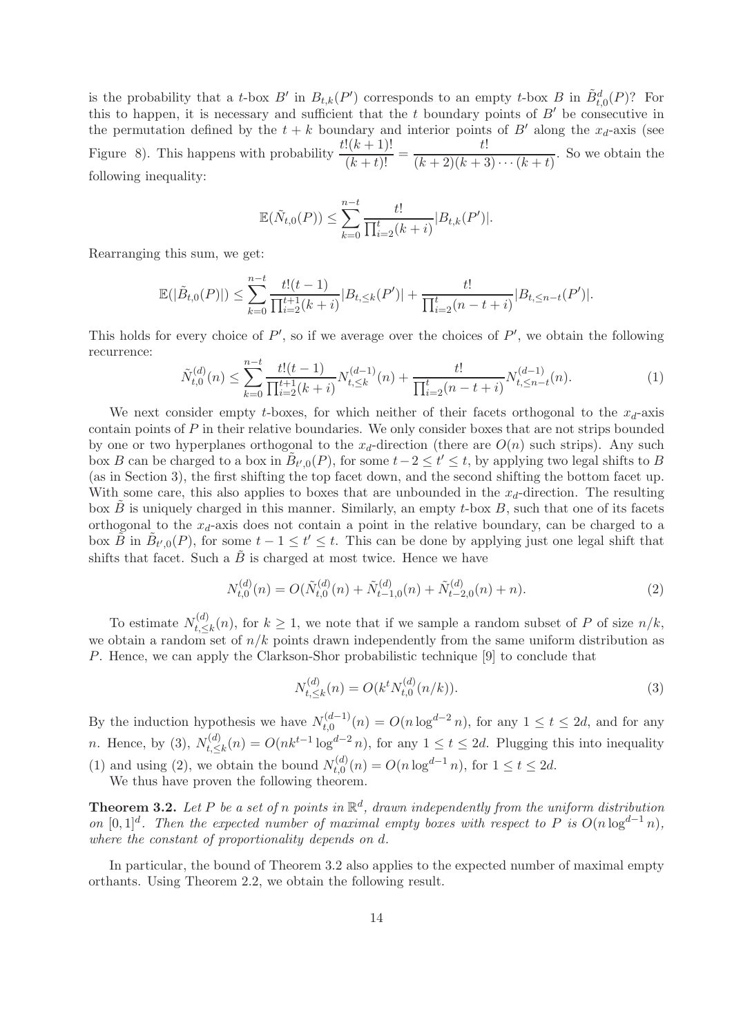is the probability that a $t$-box $B'$ in $B_{t,k}(P')$ corresponds to an empty $t$-box $B$ in $\tilde{B}^d_{t,0}(P)$? For this to happen, it is necessary and sufficient that the $t$ boundary points of $B'$ be consecutive in the permutation defined by the $t+k$ boundary and interior points of $B'$ along the $x_d$-axis (see Figure 8). This happens with probability $\dfrac{t!(k+1)!}{(k+t)!} = \dfrac{t!}{(k+2)(k+3)\cdots(k+t)}$. So we obtain the following inequality:

$$\mathbb{E}(\tilde{N}_{t,0}(P)) \le \sum_{k=0}^{n-t} \frac{t!}{\prod_{i=2}^{t}(k+i)} |B_{t,k}(P')|.$$

Rearranging this sum, we get:

$$\mathbb{E}(|\tilde{B}_{t,0}(P)|) \le \sum_{k=0}^{n-t} \frac{t!(t-1)}{\prod_{i=2}^{t+1}(k+i)} |B_{t,\le k}(P')| + \frac{t!}{\prod_{i=2}^{t}(n-t+i)} |B_{t,\le n-t}(P')|.$$

This holds for every choice of $P'$, so if we average over the choices of $P'$, we obtain the following recurrence:

$$\tilde{N}^{(d)}_{t,0}(n) \le \sum_{k=0}^{n-t} \frac{t!(t-1)}{\prod_{i=2}^{t+1}(k+i)} N^{(d-1)}_{t,\le k}(n) + \frac{t!}{\prod_{i=2}^{t}(n-t+i)} N^{(d-1)}_{t,\le n-t}(n). \tag{1}$$

We next consider empty $t$-boxes, for which neither of their facets orthogonal to the $x_d$-axis contain points of $P$ in their relative boundaries. We only consider boxes that are not strips bounded by one or two hyperplanes orthogonal to the $x_d$-direction (there are $O(n)$ such strips). Any such box $B$ can be charged to a box in $\tilde{B}_{t',0}(P)$, for some $t-2 \le t' \le t$, by applying two legal shifts to $B$ (as in Section 3), the first shifting the top facet down, and the second shifting the bottom facet up. With some care, this also applies to boxes that are unbounded in the $x_d$-direction. The resulting box $\tilde{B}$ is uniquely charged in this manner. Similarly, an empty $t$-box $B$, such that one of its facets orthogonal to the $x_d$-axis does not contain a point in the relative boundary, can be charged to a box $\tilde{B}$ in $\tilde{B}_{t',0}(P)$, for some $t-1 \le t' \le t$. This can be done by applying just one legal shift that shifts that facet. Such a $\tilde{B}$ is charged at most twice. Hence we have

$$N^{(d)}_{t,0}(n) = O(\tilde{N}^{(d)}_{t,0}(n) + \tilde{N}^{(d)}_{t-1,0}(n) + \tilde{N}^{(d)}_{t-2,0}(n) + n). \tag{2}$$

To estimate $N^{(d)}_{t,\le k}(n)$, for $k \ge 1$, we note that if we sample a random subset of $P$ of size $n/k$, we obtain a random set of $n/k$ points drawn independently from the same uniform distribution as $P$. Hence, we can apply the Clarkson-Shor probabilistic technique [9] to conclude that

$$N^{(d)}_{t,\le k}(n) = O(k^t N^{(d)}_{t,0}(n/k)). \tag{3}$$

By the induction hypothesis we have $N^{(d-1)}_{t,0}(n) = O(n \log^{d-2} n)$, for any $1 \le t \le 2d$, and for any $n$. Hence, by (3), $N^{(d)}_{t,\le k}(n) = O(nk^{t-1} \log^{d-2} n)$, for any $1 \le t \le 2d$. Plugging this into inequality (1) and using (2), we obtain the bound $N^{(d)}_{t,0}(n) = O(n \log^{d-1} n)$, for $1 \le t \le 2d$.

We thus have proven the following theorem.

**Theorem 3.2.** *Let $P$ be a set of $n$ points in $\mathbb{R}^d$, drawn independently from the uniform distribution on $[0,1]^d$. Then the expected number of maximal empty boxes with respect to $P$ is $O(n \log^{d-1} n)$, where the constant of proportionality depends on $d$.*

In particular, the bound of Theorem 3.2 also applies to the expected number of maximal empty orthants. Using Theorem 2.2, we obtain the following result.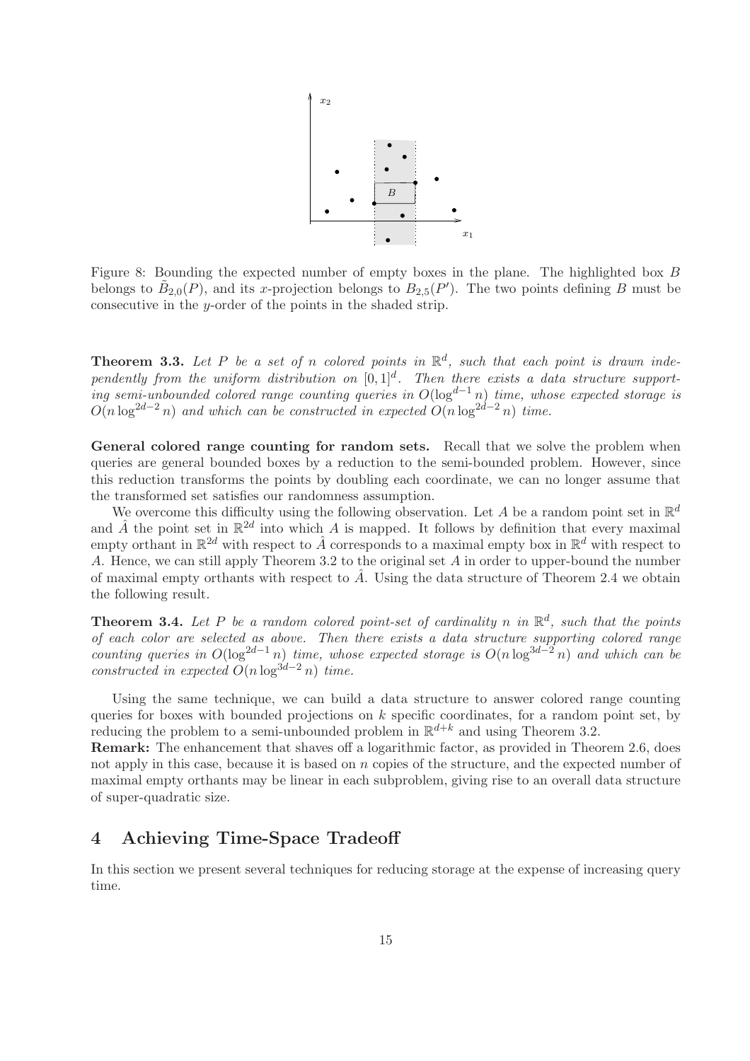Figure 8: Bounding the expected number of empty boxes in the plane. The highlighted box $B$ belongs to $\tilde{B}_{2,0}(P)$, and its $x$-projection belongs to $B_{2,5}(P')$. The two points defining $B$ must be consecutive in the $y$-order of the points in the shaded strip.

**Theorem 3.3.** *Let $P$ be a set of $n$ colored points in $\mathbb{R}^d$, such that each point is drawn independently from the uniform distribution on $[0,1]^d$. Then there exists a data structure supporting semi-unbounded colored range counting queries in $O(\log^{d-1} n)$ time, whose expected storage is $O(n \log^{2d-2} n)$ and which can be constructed in expected $O(n \log^{2d-2} n)$ time.*

**General colored range counting for random sets.** Recall that we solve the problem when queries are general bounded boxes by a reduction to the semi-bounded problem. However, since this reduction transforms the points by doubling each coordinate, we can no longer assume that the transformed set satisfies our randomness assumption.

We overcome this difficulty using the following observation. Let $A$ be a random point set in $\mathbb{R}^d$ and $\hat{A}$ the point set in $\mathbb{R}^{2d}$ into which $A$ is mapped. It follows by definition that every maximal empty orthant in $\mathbb{R}^{2d}$ with respect to $\hat{A}$ corresponds to a maximal empty box in $\mathbb{R}^d$ with respect to $A$. Hence, we can still apply Theorem 3.2 to the original set $A$ in order to upper-bound the number of maximal empty orthants with respect to $\hat{A}$. Using the data structure of Theorem 2.4 we obtain the following result.

**Theorem 3.4.** *Let $P$ be a random colored point-set of cardinality $n$ in $\mathbb{R}^d$, such that the points of each color are selected as above. Then there exists a data structure supporting colored range counting queries in $O(\log^{2d-1} n)$ time, whose expected storage is $O(n \log^{3d-2} n)$ and which can be constructed in expected $O(n \log^{3d-2} n)$ time.*

Using the same technique, we can build a data structure to answer colored range counting queries for boxes with bounded projections on $k$ specific coordinates, for a random point set, by reducing the problem to a semi-unbounded problem in $\mathbb{R}^{d+k}$ and using Theorem 3.2.

**Remark:** The enhancement that shaves off a logarithmic factor, as provided in Theorem 2.6, does not apply in this case, because it is based on $n$ copies of the structure, and the expected number of maximal empty orthants may be linear in each subproblem, giving rise to an overall data structure of super-quadratic size.

## 4 Achieving Time-Space Tradeoff

In this section we present several techniques for reducing storage at the expense of increasing query time.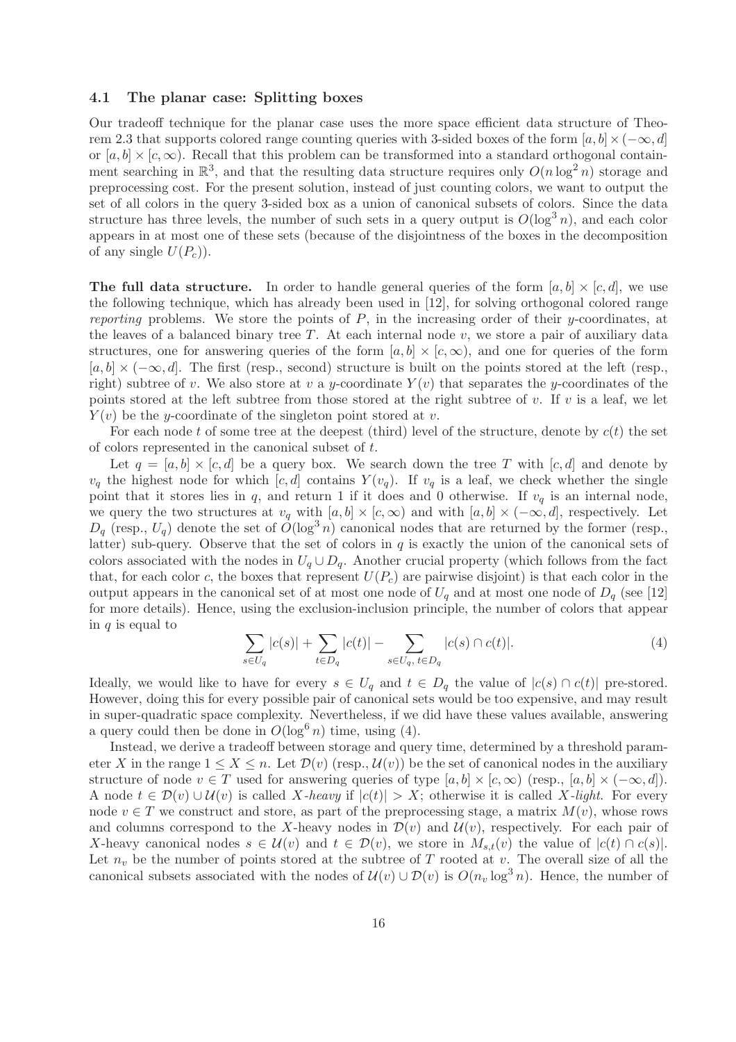### 4.1 The planar case: Splitting boxes

Our tradeoff technique for the planar case uses the more space efficient data structure of Theorem 2.3 that supports colored range counting queries with 3-sided boxes of the form $[a, b] \times (-\infty, d]$ or $[a, b] \times [c, \infty)$. Recall that this problem can be transformed into a standard orthogonal containment searching in $\mathbb{R}^3$, and that the resulting data structure requires only $O(n \log^2 n)$ storage and preprocessing cost. For the present solution, instead of just counting colors, we want to output the set of all colors in the query 3-sided box as a union of canonical subsets of colors. Since the data structure has three levels, the number of such sets in a query output is $O(\log^3 n)$, and each color appears in at most one of these sets (because of the disjointness of the boxes in the decomposition of any single $U(P_c)$).

**The full data structure.** In order to handle general queries of the form $[a, b] \times [c, d]$, we use the following technique, which has already been used in [12], for solving orthogonal colored range *reporting* problems. We store the points of $P$, in the increasing order of their $y$-coordinates, at the leaves of a balanced binary tree $T$. At each internal node $v$, we store a pair of auxiliary data structures, one for answering queries of the form $[a, b] \times [c, \infty)$, and one for queries of the form $[a, b] \times (-\infty, d]$. The first (resp., second) structure is built on the points stored at the left (resp., right) subtree of $v$. We also store at $v$ a $y$-coordinate $Y(v)$ that separates the $y$-coordinates of the points stored at the left subtree from those stored at the right subtree of $v$. If $v$ is a leaf, we let $Y(v)$ be the $y$-coordinate of the singleton point stored at $v$.

For each node $t$ of some tree at the deepest (third) level of the structure, denote by $c(t)$ the set of colors represented in the canonical subset of $t$.

Let $q = [a, b] \times [c, d]$ be a query box. We search down the tree $T$ with $[c, d]$ and denote by $v_q$ the highest node for which $[c, d]$ contains $Y(v_q)$. If $v_q$ is a leaf, we check whether the single point that it stores lies in $q$, and return 1 if it does and 0 otherwise. If $v_q$ is an internal node, we query the two structures at $v_q$ with $[a, b] \times [c, \infty)$ and with $[a, b] \times (-\infty, d]$, respectively. Let $D_q$ (resp., $U_q$) denote the set of $O(\log^3 n)$ canonical nodes that are returned by the former (resp., latter) sub-query. Observe that the set of colors in $q$ is exactly the union of the canonical sets of colors associated with the nodes in $U_q \cup D_q$. Another crucial property (which follows from the fact that, for each color $c$, the boxes that represent $U(P_c)$ are pairwise disjoint) is that each color in the output appears in the canonical set of at most one node of $U_q$ and at most one node of $D_q$ (see [12] for more details). Hence, using the exclusion-inclusion principle, the number of colors that appear in $q$ is equal to

$$\sum_{s \in U_q} |c(s)| + \sum_{t \in D_q} |c(t)| - \sum_{s \in U_q,\, t \in D_q} |c(s) \cap c(t)|. \tag{4}$$

Ideally, we would like to have for every $s \in U_q$ and $t \in D_q$ the value of $|c(s) \cap c(t)|$ pre-stored. However, doing this for every possible pair of canonical sets would be too expensive, and may result in super-quadratic space complexity. Nevertheless, if we did have these values available, answering a query could then be done in $O(\log^6 n)$ time, using (4).

Instead, we derive a tradeoff between storage and query time, determined by a threshold parameter $X$ in the range $1 \leq X \leq n$. Let $\mathcal{D}(v)$ (resp., $\mathcal{U}(v)$) be the set of canonical nodes in the auxiliary structure of node $v \in T$ used for answering queries of type $[a, b] \times [c, \infty)$ (resp., $[a, b] \times (-\infty, d]$). A node $t \in \mathcal{D}(v) \cup \mathcal{U}(v)$ is called $X$-*heavy* if $|c(t)| > X$; otherwise it is called $X$-*light*. For every node $v \in T$ we construct and store, as part of the preprocessing stage, a matrix $M(v)$, whose rows and columns correspond to the $X$-heavy nodes in $\mathcal{D}(v)$ and $\mathcal{U}(v)$, respectively. For each pair of $X$-heavy canonical nodes $s \in \mathcal{U}(v)$ and $t \in \mathcal{D}(v)$, we store in $M_{s,t}(v)$ the value of $|c(t) \cap c(s)|$. Let $n_v$ be the number of points stored at the subtree of $T$ rooted at $v$. The overall size of all the canonical subsets associated with the nodes of $\mathcal{U}(v) \cup \mathcal{D}(v)$ is $O(n_v \log^3 n)$. Hence, the number of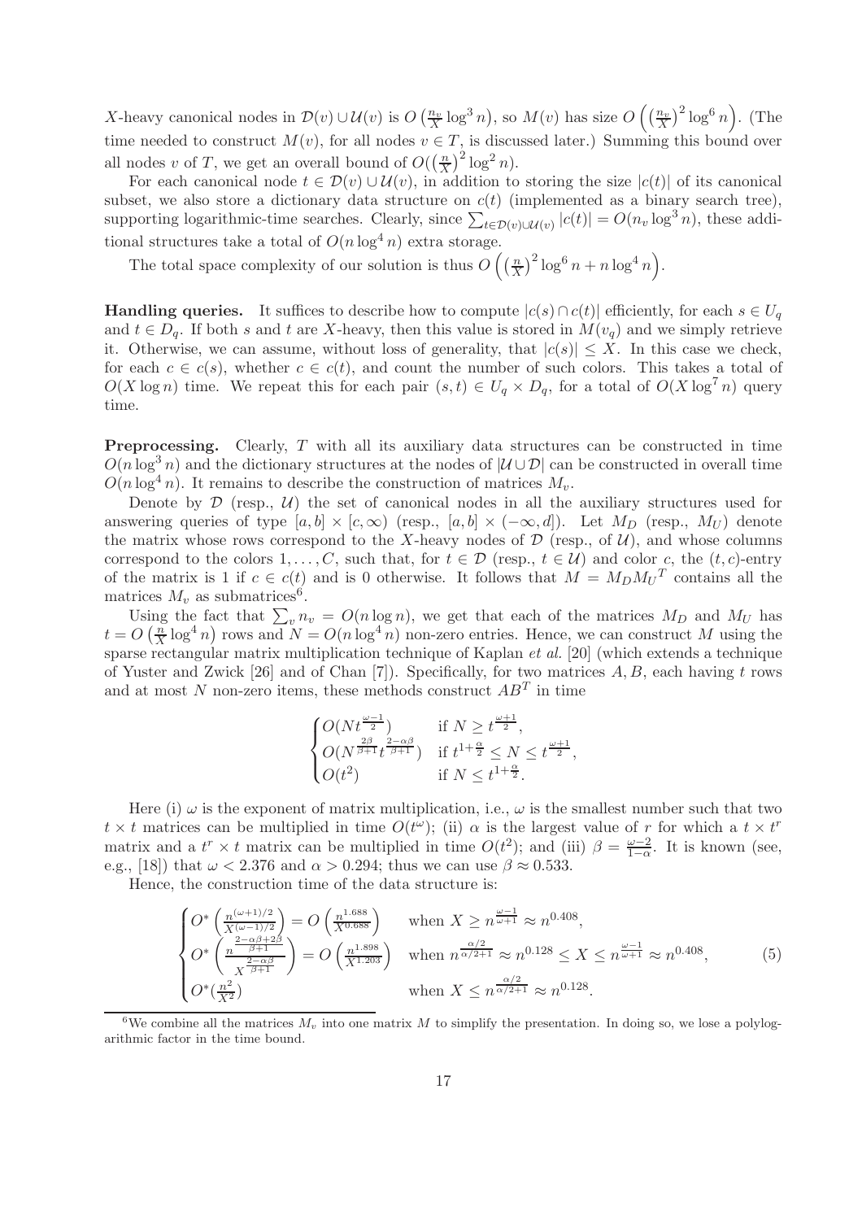$X$-heavy canonical nodes in $\mathcal{D}(v) \cup \mathcal{U}(v)$ is $O\left(\frac{n_v}{X}\log^3 n\right)$, so $M(v)$ has size $O\left(\left(\frac{n_v}{X}\right)^2 \log^6 n\right)$. (The time needed to construct $M(v)$, for all nodes $v \in T$, is discussed later.) Summing this bound over all nodes $v$ of $T$, we get an overall bound of $O(\left(\frac{n}{X}\right)^2 \log^2 n)$.

For each canonical node $t \in \mathcal{D}(v) \cup \mathcal{U}(v)$, in addition to storing the size $|c(t)|$ of its canonical subset, we also store a dictionary data structure on $c(t)$ (implemented as a binary search tree), supporting logarithmic-time searches. Clearly, since $\sum_{t \in \mathcal{D}(v) \cup \mathcal{U}(v)} |c(t)| = O(n_v \log^3 n)$, these additional structures take a total of $O(n \log^4 n)$ extra storage.

The total space complexity of our solution is thus $O\left(\left(\frac{n}{X}\right)^2 \log^6 n + n \log^4 n\right)$.

**Handling queries.** It suffices to describe how to compute $|c(s) \cap c(t)|$ efficiently, for each $s \in U_q$ and $t \in D_q$. If both $s$ and $t$ are $X$-heavy, then this value is stored in $M(v_q)$ and we simply retrieve it. Otherwise, we can assume, without loss of generality, that $|c(s)| \le X$. In this case we check, for each $c \in c(s)$, whether $c \in c(t)$, and count the number of such colors. This takes a total of $O(X \log n)$ time. We repeat this for each pair $(s,t) \in U_q \times D_q$, for a total of $O(X \log^7 n)$ query time.

**Preprocessing.** Clearly, $T$ with all its auxiliary data structures can be constructed in time $O(n \log^3 n)$ and the dictionary structures at the nodes of $|\mathcal{U} \cup \mathcal{D}|$ can be constructed in overall time $O(n \log^4 n)$. It remains to describe the construction of matrices $M_v$.

Denote by $\mathcal{D}$ (resp., $\mathcal{U}$) the set of canonical nodes in all the auxiliary structures used for answering queries of type $[a,b] \times [c, \infty)$ (resp., $[a,b] \times (-\infty, d]$). Let $M_D$ (resp., $M_U$) denote the matrix whose rows correspond to the $X$-heavy nodes of $\mathcal{D}$ (resp., of $\mathcal{U}$), and whose columns correspond to the colors $1, \ldots, C$, such that, for $t \in \mathcal{D}$ (resp., $t \in \mathcal{U}$) and color $c$, the $(t,c)$-entry of the matrix is 1 if $c \in c(t)$ and is 0 otherwise. It follows that $M = M_D {M_U}^T$ contains all the matrices $M_v$ as submatrices[6].

Using the fact that $\sum_v n_v = O(n \log n)$, we get that each of the matrices $M_D$ and $M_U$ has $t = O\left(\frac{n}{X}\log^4 n\right)$ rows and $N = O(n \log^4 n)$ non-zero entries. Hence, we can construct $M$ using the sparse rectangular matrix multiplication technique of Kaplan *et al.* [20] (which extends a technique of Yuster and Zwick [26] and of Chan [7]). Specifically, for two matrices $A, B$, each having $t$ rows and at most $N$ non-zero items, these methods construct $AB^T$ in time

$$\begin{cases} O(Nt^{\frac{\omega-1}{2}}) & \text{if } N \ge t^{\frac{\omega+1}{2}}, \\ O(N^{\frac{2\beta}{\beta+1}} t^{\frac{2-\alpha\beta}{\beta+1}}) & \text{if } t^{1+\frac{\alpha}{2}} \le N \le t^{\frac{\omega+1}{2}}, \\ O(t^2) & \text{if } N \le t^{1+\frac{\alpha}{2}}. \end{cases}$$

Here (i) $\omega$ is the exponent of matrix multiplication, i.e., $\omega$ is the smallest number such that two $t \times t$ matrices can be multiplied in time $O(t^\omega)$; (ii) $\alpha$ is the largest value of $r$ for which a $t \times t^r$ matrix and a $t^r \times t$ matrix can be multiplied in time $O(t^2)$; and (iii) $\beta = \frac{\omega-2}{1-\alpha}$. It is known (see, e.g., [18]) that $\omega < 2.376$ and $\alpha > 0.294$; thus we can use $\beta \approx 0.533$.

Hence, the construction time of the data structure is:

$$\begin{cases} O^*\left(\frac{n^{(\omega+1)/2}}{X^{(\omega-1)/2}}\right) = O\left(\frac{n^{1.688}}{X^{0.688}}\right) & \text{when } X \ge n^{\frac{\omega-1}{\omega+1}} \approx n^{0.408}, \\ O^*\left(\frac{n^{\frac{2-\alpha\beta+2\beta}{\beta+1}}}{X^{\frac{2-\alpha\beta}{\beta+1}}}\right) = O\left(\frac{n^{1.898}}{X^{1.203}}\right) & \text{when } n^{\frac{\alpha/2}{\alpha/2+1}} \approx n^{0.128} \le X \le n^{\frac{\omega-1}{\omega+1}} \approx n^{0.408}, \\ O^*(\frac{n^2}{X^2}) & \text{when } X \le n^{\frac{\alpha/2}{\alpha/2+1}} \approx n^{0.128}. \end{cases} \tag{5}$$

[6]We combine all the matrices $M_v$ into one matrix $M$ to simplify the presentation. In doing so, we lose a polylogarithmic factor in the time bound.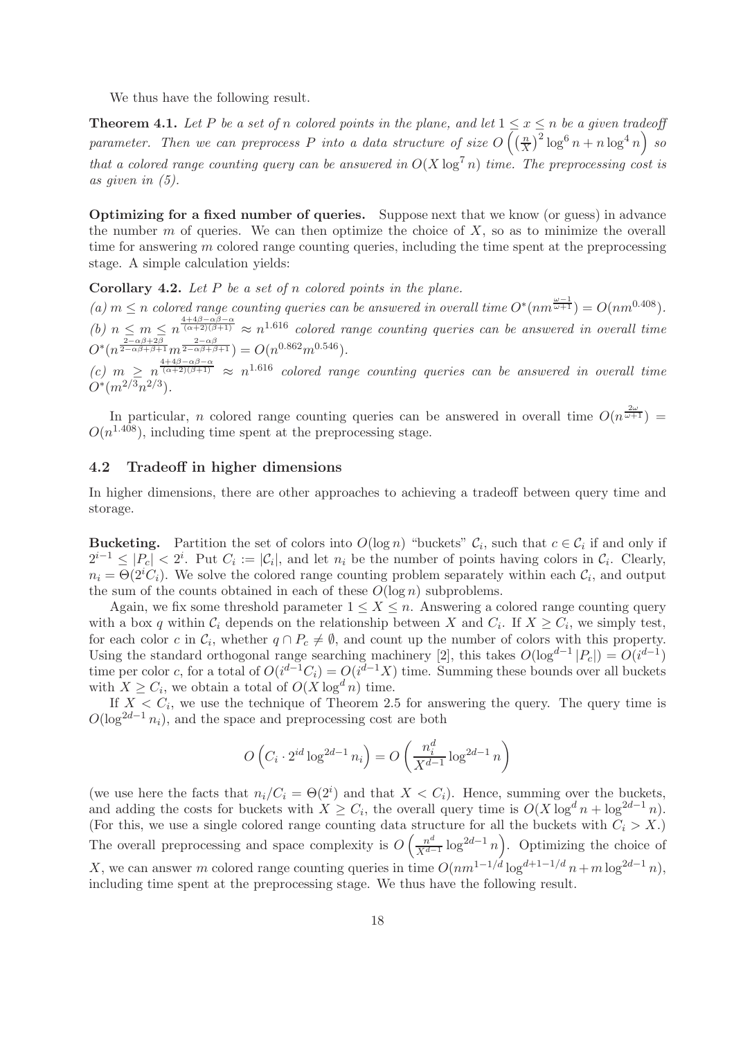We thus have the following result.

**Theorem 4.1.** *Let $P$ be a set of $n$ colored points in the plane, and let $1 \le x \le n$ be a given tradeoff parameter. Then we can preprocess $P$ into a data structure of size $O\left(\left(\frac{n}{X}\right)^2 \log^6 n + n \log^4 n\right)$ so that a colored range counting query can be answered in $O(X \log^7 n)$ time. The preprocessing cost is as given in (5).*

**Optimizing for a fixed number of queries.** Suppose next that we know (or guess) in advance the number $m$ of queries. We can then optimize the choice of $X$, so as to minimize the overall time for answering $m$ colored range counting queries, including the time spent at the preprocessing stage. A simple calculation yields:

**Corollary 4.2.** *Let $P$ be a set of $n$ colored points in the plane.*

*(a) $m \le n$ colored range counting queries can be answered in overall time $O^*(nm^{\frac{\omega-1}{\omega+1}}) = O(nm^{0.408})$.*

*(b) $n \le m \le n^{\frac{4+4\beta-\alpha\beta-\alpha}{(\alpha+2)(\beta+1)}} \approx n^{1.616}$ colored range counting queries can be answered in overall time $O^*(n^{\frac{2-\alpha\beta+2\beta}{2-\alpha\beta+\beta+1}} m^{\frac{2-\alpha\beta}{2-\alpha\beta+\beta+1}}) = O(n^{0.862}m^{0.546})$.*

*(c) $m \ge n^{\frac{4+4\beta-\alpha\beta-\alpha}{(\alpha+2)(\beta+1)}} \approx n^{1.616}$ colored range counting queries can be answered in overall time $O^*(m^{2/3}n^{2/3})$.*

In particular, $n$ colored range counting queries can be answered in overall time $O(n^{\frac{2\omega}{\omega+1}}) = O(n^{1.408})$, including time spent at the preprocessing stage.

## 4.2 Tradeoff in higher dimensions

In higher dimensions, there are other approaches to achieving a tradeoff between query time and storage.

**Bucketing.** Partition the set of colors into $O(\log n)$ "buckets" $\mathcal{C}_i$, such that $c \in \mathcal{C}_i$ if and only if $2^{i-1} \le |P_c| < 2^i$. Put $C_i := |\mathcal{C}_i|$, and let $n_i$ be the number of points having colors in $\mathcal{C}_i$. Clearly, $n_i = \Theta(2^i C_i)$. We solve the colored range counting problem separately within each $\mathcal{C}_i$, and output the sum of the counts obtained in each of these $O(\log n)$ subproblems.

Again, we fix some threshold parameter $1 \le X \le n$. Answering a colored range counting query with a box $q$ within $\mathcal{C}_i$ depends on the relationship between $X$ and $C_i$. If $X \ge C_i$, we simply test, for each color $c$ in $\mathcal{C}_i$, whether $q \cap P_c \ne \emptyset$, and count up the number of colors with this property. Using the standard orthogonal range searching machinery [2], this takes $O(\log^{d-1}|P_c|) = O(i^{d-1})$ time per color $c$, for a total of $O(i^{d-1}C_i) = O(i^{d-1}X)$ time. Summing these bounds over all buckets with $X \ge C_i$, we obtain a total of $O(X \log^d n)$ time.

If $X < C_i$, we use the technique of Theorem 2.5 for answering the query. The query time is $O(\log^{2d-1} n_i)$, and the space and preprocessing cost are both

$$O\left(C_i \cdot 2^{id} \log^{2d-1} n_i\right) = O\left(\frac{n_i^d}{X^{d-1}} \log^{2d-1} n\right)$$

(we use here the facts that $n_i/C_i = \Theta(2^i)$ and that $X < C_i$). Hence, summing over the buckets, and adding the costs for buckets with $X \ge C_i$, the overall query time is $O(X \log^d n + \log^{2d-1} n)$. (For this, we use a single colored range counting data structure for all the buckets with $C_i > X$.) The overall preprocessing and space complexity is $O\left(\frac{n^d}{X^{d-1}} \log^{2d-1} n\right)$. Optimizing the choice of $X$, we can answer $m$ colored range counting queries in time $O(nm^{1-1/d} \log^{d+1-1/d} n + m \log^{2d-1} n)$, including time spent at the preprocessing stage. We thus have the following result.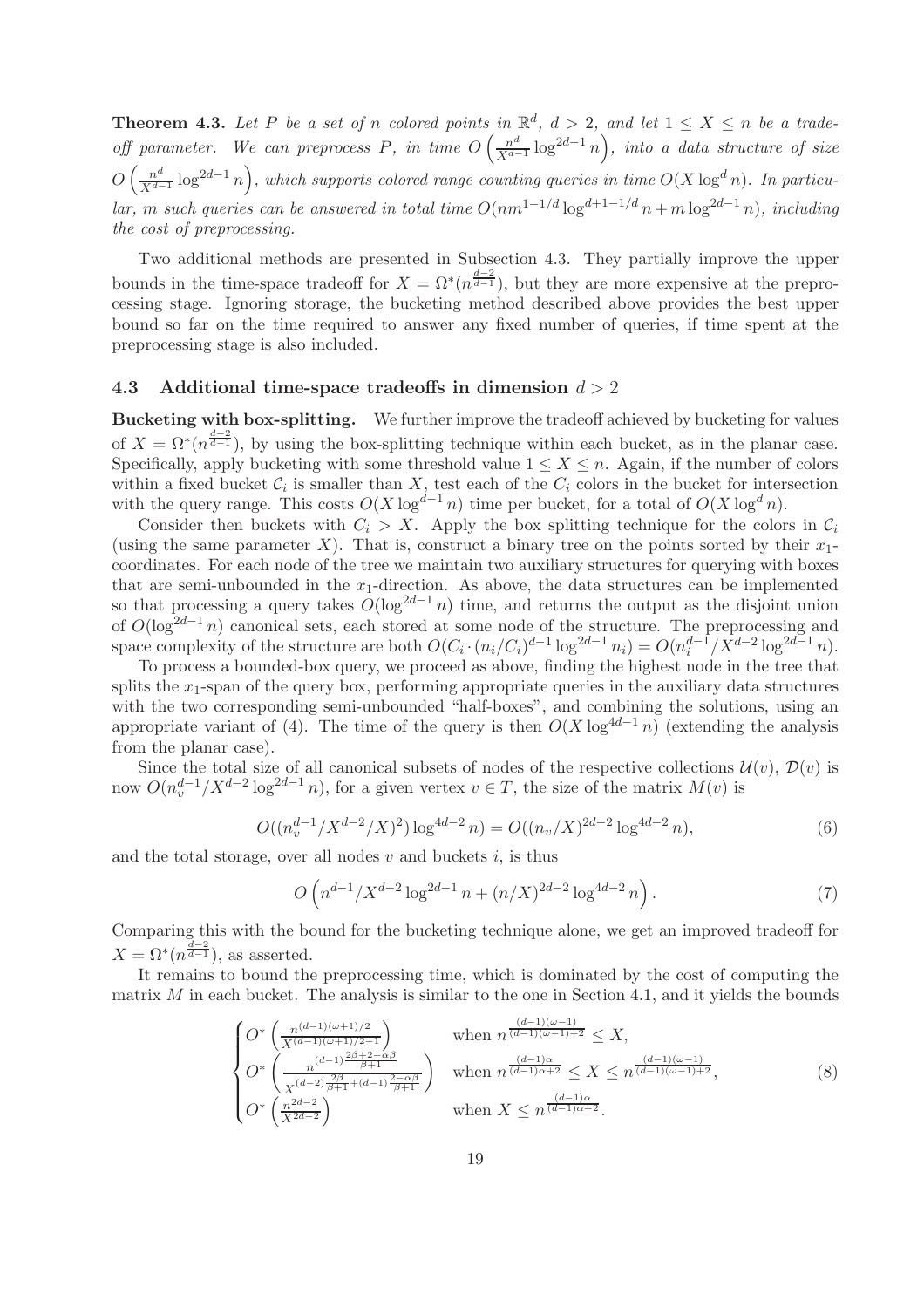**Theorem 4.3.** *Let $P$ be a set of $n$ colored points in $\mathbb{R}^d$, $d > 2$, and let $1 \le X \le n$ be a trade-off parameter. We can preprocess $P$, in time $O\left(\frac{n^d}{X^{d-1}} \log^{2d-1} n\right)$, into a data structure of size $O\left(\frac{n^d}{X^{d-1}} \log^{2d-1} n\right)$, which supports colored range counting queries in time $O(X \log^d n)$. In particular, $m$ such queries can be answered in total time $O(nm^{1-1/d} \log^{d+1-1/d} n + m \log^{2d-1} n)$, including the cost of preprocessing.*

Two additional methods are presented in Subsection 4.3. They partially improve the upper bounds in the time-space tradeoff for $X = \Omega^*(n^{\frac{d-2}{d-1}})$, but they are more expensive at the preprocessing stage. Ignoring storage, the bucketing method described above provides the best upper bound so far on the time required to answer any fixed number of queries, if time spent at the preprocessing stage is also included.

### 4.3 Additional time-space tradeoffs in dimension $d > 2$

**Bucketing with box-splitting.** We further improve the tradeoff achieved by bucketing for values of $X = \Omega^*(n^{\frac{d-2}{d-1}})$, by using the box-splitting technique within each bucket, as in the planar case. Specifically, apply bucketing with some threshold value $1 \le X \le n$. Again, if the number of colors within a fixed bucket $\mathcal{C}_i$ is smaller than $X$, test each of the $C_i$ colors in the bucket for intersection with the query range. This costs $O(X \log^{d-1} n)$ time per bucket, for a total of $O(X \log^d n)$.

Consider then buckets with $C_i > X$. Apply the box splitting technique for the colors in $\mathcal{C}_i$ (using the same parameter $X$). That is, construct a binary tree on the points sorted by their $x_1$-coordinates. For each node of the tree we maintain two auxiliary structures for querying with boxes that are semi-unbounded in the $x_1$-direction. As above, the data structures can be implemented so that processing a query takes $O(\log^{2d-1} n)$ time, and returns the output as the disjoint union of $O(\log^{2d-1} n)$ canonical sets, each stored at some node of the structure. The preprocessing and space complexity of the structure are both $O(C_i \cdot (n_i/C_i)^{d-1} \log^{2d-1} n_i) = O(n_i^{d-1}/X^{d-2} \log^{2d-1} n)$.

To process a bounded-box query, we proceed as above, finding the highest node in the tree that splits the $x_1$-span of the query box, performing appropriate queries in the auxiliary data structures with the two corresponding semi-unbounded "half-boxes", and combining the solutions, using an appropriate variant of (4). The time of the query is then $O(X \log^{4d-1} n)$ (extending the analysis from the planar case).

Since the total size of all canonical subsets of nodes of the respective collections $\mathcal{U}(v)$, $\mathcal{D}(v)$ is now $O(n_v^{d-1}/X^{d-2} \log^{2d-1} n)$, for a given vertex $v \in T$, the size of the matrix $M(v)$ is

$$O((n_v^{d-1}/X^{d-2}/X)^2) \log^{4d-2} n) = O((n_v/X)^{2d-2} \log^{4d-2} n), \tag{6}$$

and the total storage, over all nodes $v$ and buckets $i$, is thus

$$O\left(n^{d-1}/X^{d-2} \log^{2d-1} n + (n/X)^{2d-2} \log^{4d-2} n\right). \tag{7}$$

Comparing this with the bound for the bucketing technique alone, we get an improved tradeoff for $X = \Omega^*(n^{\frac{d-2}{d-1}})$, as asserted.

It remains to bound the preprocessing time, which is dominated by the cost of computing the matrix $M$ in each bucket. The analysis is similar to the one in Section 4.1, and it yields the bounds

$$\begin{cases} O^*\left(\frac{n^{(d-1)(\omega+1)/2}}{X^{(d-1)(\omega+1)/2-1}}\right) & \text{when } n^{\frac{(d-1)(\omega-1)}{(d-1)(\omega-1)+2}} \le X, \\ O^*\left(\frac{n^{(d-1)\frac{2\beta+2-\alpha\beta}{\beta+1}}}{X^{(d-2)\frac{2\beta}{\beta+1}+(d-1)\frac{2-\alpha\beta}{\beta+1}}}\right) & \text{when } n^{\frac{(d-1)\alpha}{(d-1)\alpha+2}} \le X \le n^{\frac{(d-1)(\omega-1)}{(d-1)(\omega-1)+2}}, \\ O^*\left(\frac{n^{2d-2}}{X^{2d-2}}\right) & \text{when } X \le n^{\frac{(d-1)\alpha}{(d-1)\alpha+2}}. \end{cases} \tag{8}$$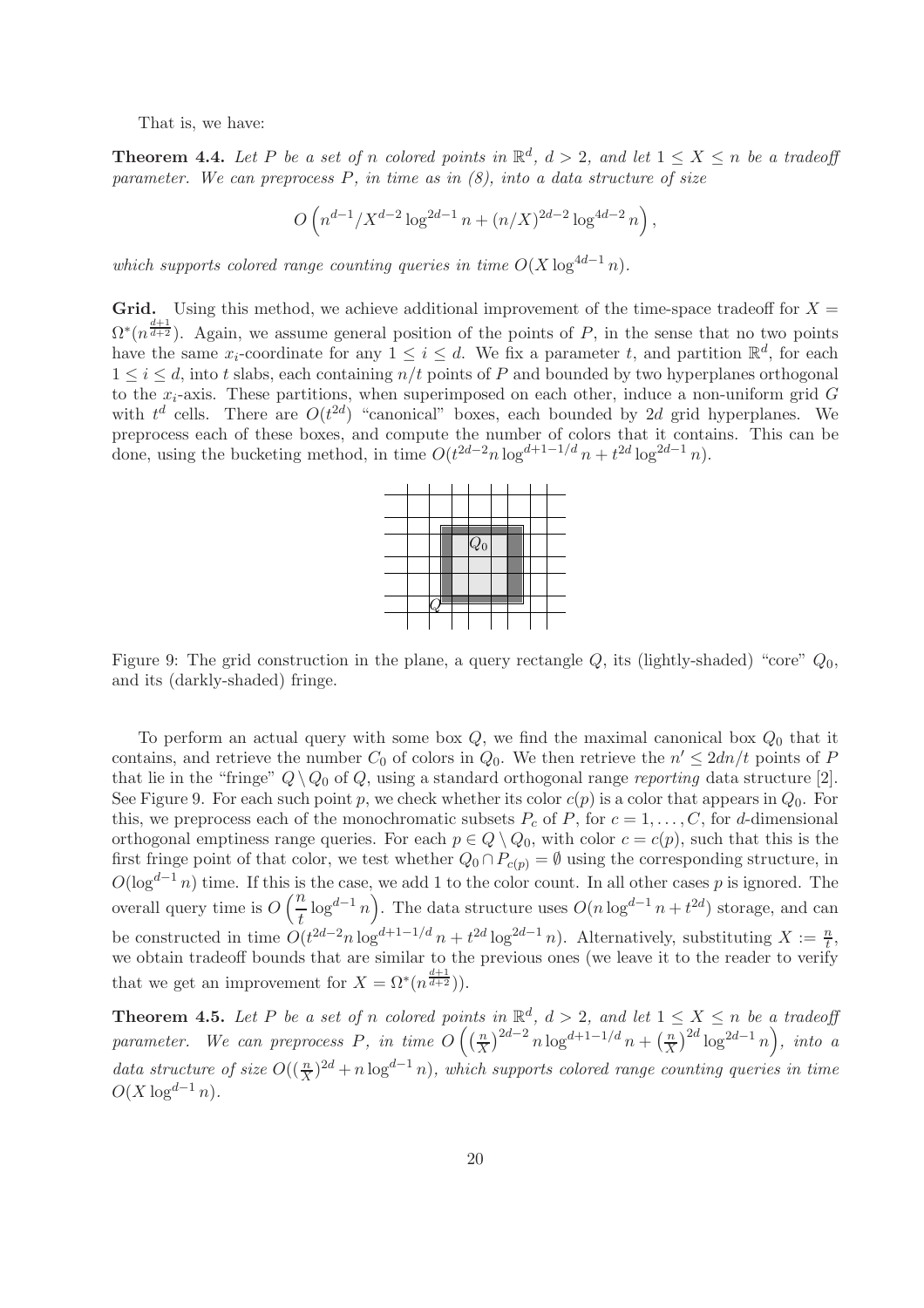That is, we have:

**Theorem 4.4.** *Let $P$ be a set of $n$ colored points in $\mathbb{R}^d$, $d > 2$, and let $1 \le X \le n$ be a tradeoff parameter. We can preprocess $P$, in time as in (8), into a data structure of size*

$$O\left(n^{d-1}/X^{d-2} \log^{2d-1} n + (n/X)^{2d-2} \log^{4d-2} n\right),$$

*which supports colored range counting queries in time $O(X \log^{4d-1} n)$.*

**Grid.** Using this method, we achieve additional improvement of the time-space tradeoff for $X = \Omega^*(n^{\frac{d+1}{d+2}})$. Again, we assume general position of the points of $P$, in the sense that no two points have the same $x_i$-coordinate for any $1 \le i \le d$. We fix a parameter $t$, and partition $\mathbb{R}^d$, for each $1 \le i \le d$, into $t$ slabs, each containing $n/t$ points of $P$ and bounded by two hyperplanes orthogonal to the $x_i$-axis. These partitions, when superimposed on each other, induce a non-uniform grid $G$ with $t^d$ cells. There are $O(t^{2d})$ "canonical" boxes, each bounded by $2d$ grid hyperplanes. We preprocess each of these boxes, and compute the number of colors that it contains. This can be done, using the bucketing method, in time $O(t^{2d-2} n \log^{d+1-1/d} n + t^{2d} \log^{2d-1} n)$.

Figure 9: The grid construction in the plane, a query rectangle $Q$, its (lightly-shaded) "core" $Q_0$, and its (darkly-shaded) fringe.

To perform an actual query with some box $Q$, we find the maximal canonical box $Q_0$ that it contains, and retrieve the number $C_0$ of colors in $Q_0$. We then retrieve the $n' \le 2dn/t$ points of $P$ that lie in the "fringe" $Q \setminus Q_0$ of $Q$, using a standard orthogonal range *reporting* data structure [2]. See Figure 9. For each such point $p$, we check whether its color $c(p)$ is a color that appears in $Q_0$. For this, we preprocess each of the monochromatic subsets $P_c$ of $P$, for $c = 1, \ldots, C$, for $d$-dimensional orthogonal emptiness range queries. For each $p \in Q \setminus Q_0$, with color $c = c(p)$, such that this is the first fringe point of that color, we test whether $Q_0 \cap P_{c(p)} = \emptyset$ using the corresponding structure, in $O(\log^{d-1} n)$ time. If this is the case, we add 1 to the color count. In all other cases $p$ is ignored. The overall query time is $O\left(\frac{n}{t} \log^{d-1} n\right)$. The data structure uses $O(n \log^{d-1} n + t^{2d})$ storage, and can be constructed in time $O(t^{2d-2} n \log^{d+1-1/d} n + t^{2d} \log^{2d-1} n)$. Alternatively, substituting $X := \frac{n}{t}$, we obtain tradeoff bounds that are similar to the previous ones (we leave it to the reader to verify that we get an improvement for $X = \Omega^*(n^{\frac{d+1}{d+2}})$).

**Theorem 4.5.** *Let $P$ be a set of $n$ colored points in $\mathbb{R}^d$, $d > 2$, and let $1 \le X \le n$ be a tradeoff parameter. We can preprocess $P$, in time $O\left(\left(\frac{n}{X}\right)^{2d-2} n \log^{d+1-1/d} n + \left(\frac{n}{X}\right)^{2d} \log^{2d-1} n\right)$, into a data structure of size $O((\frac{n}{X})^{2d} + n \log^{d-1} n)$, which supports colored range counting queries in time $O(X \log^{d-1} n)$.*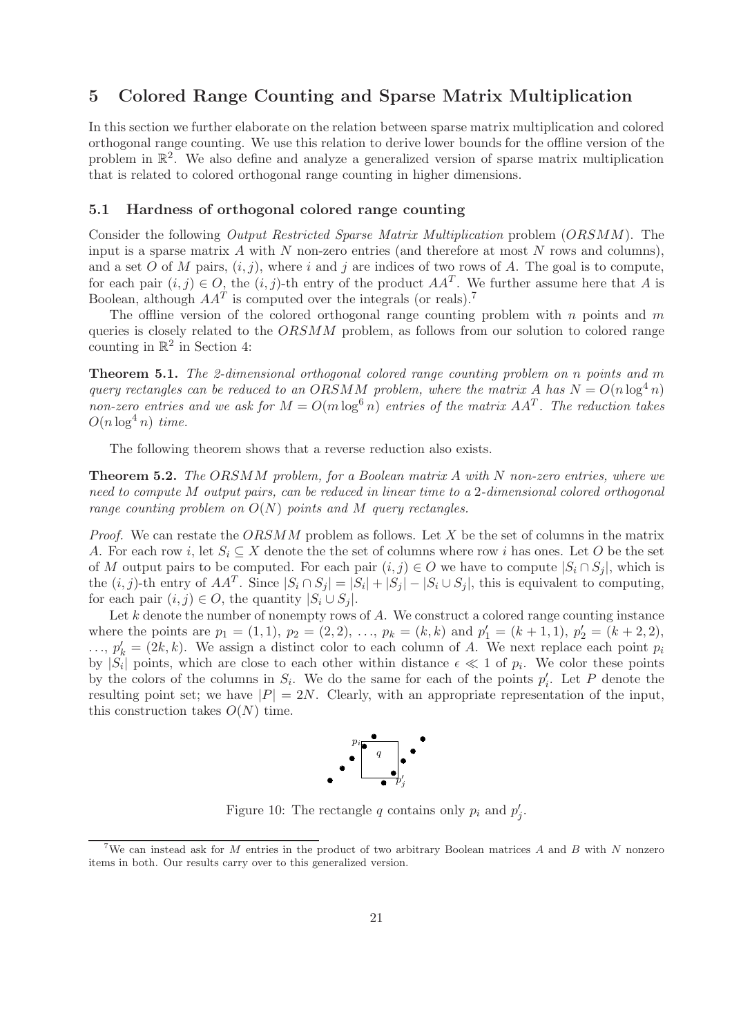## 5 Colored Range Counting and Sparse Matrix Multiplication

In this section we further elaborate on the relation between sparse matrix multiplication and colored orthogonal range counting. We use this relation to derive lower bounds for the offline version of the problem in $\mathbb{R}^2$. We also define and analyze a generalized version of sparse matrix multiplication that is related to colored orthogonal range counting in higher dimensions.

### 5.1 Hardness of orthogonal colored range counting

Consider the following *Output Restricted Sparse Matrix Multiplication* problem (*ORSMM*). The input is a sparse matrix $A$ with $N$ non-zero entries (and therefore at most $N$ rows and columns), and a set $O$ of $M$ pairs, $(i, j)$, where $i$ and $j$ are indices of two rows of $A$. The goal is to compute, for each pair $(i, j) \in O$, the $(i, j)$-th entry of the product $AA^T$. We further assume here that $A$ is Boolean, although $AA^T$ is computed over the integrals (or reals).[7]

The offline version of the colored orthogonal range counting problem with $n$ points and $m$ queries is closely related to the *ORSMM* problem, as follows from our solution to colored range counting in $\mathbb{R}^2$ in Section 4:

**Theorem 5.1.** *The 2-dimensional orthogonal colored range counting problem on $n$ points and $m$ query rectangles can be reduced to an ORSMM problem, where the matrix $A$ has $N = O(n \log^4 n)$ non-zero entries and we ask for $M = O(m \log^6 n)$ entries of the matrix $AA^T$. The reduction takes $O(n \log^4 n)$ time.*

The following theorem shows that a reverse reduction also exists.

**Theorem 5.2.** *The ORSMM problem, for a Boolean matrix $A$ with $N$ non-zero entries, where we need to compute $M$ output pairs, can be reduced in linear time to a 2-dimensional colored orthogonal range counting problem on $O(N)$ points and $M$ query rectangles.*

*Proof.* We can restate the *ORSMM* problem as follows. Let $X$ be the set of columns in the matrix $A$. For each row $i$, let $S_i \subseteq X$ denote the the set of columns where row $i$ has ones. Let $O$ be the set of $M$ output pairs to be computed. For each pair $(i, j) \in O$ we have to compute $|S_i \cap S_j|$, which is the $(i, j)$-th entry of $AA^T$. Since $|S_i \cap S_j| = |S_i| + |S_j| - |S_i \cup S_j|$, this is equivalent to computing, for each pair $(i, j) \in O$, the quantity $|S_i \cup S_j|$.

Let $k$ denote the number of nonempty rows of $A$. We construct a colored range counting instance where the points are $p_1 = (1, 1)$, $p_2 = (2, 2)$, $\ldots$, $p_k = (k, k)$ and $p'_1 = (k + 1, 1)$, $p'_2 = (k + 2, 2)$, $\ldots$, $p'_k = (2k, k)$. We assign a distinct color to each column of $A$. We next replace each point $p_i$ by $|S_i|$ points, which are close to each other within distance $\epsilon \ll 1$ of $p_i$. We color these points by the colors of the columns in $S_i$. We do the same for each of the points $p'_i$. Let $P$ denote the resulting point set; we have $|P| = 2N$. Clearly, with an appropriate representation of the input, this construction takes $O(N)$ time.

Figure 10: The rectangle $q$ contains only $p_i$ and $p'_j$.

[7] We can instead ask for $M$ entries in the product of two arbitrary Boolean matrices $A$ and $B$ with $N$ nonzero items in both. Our results carry over to this generalized version.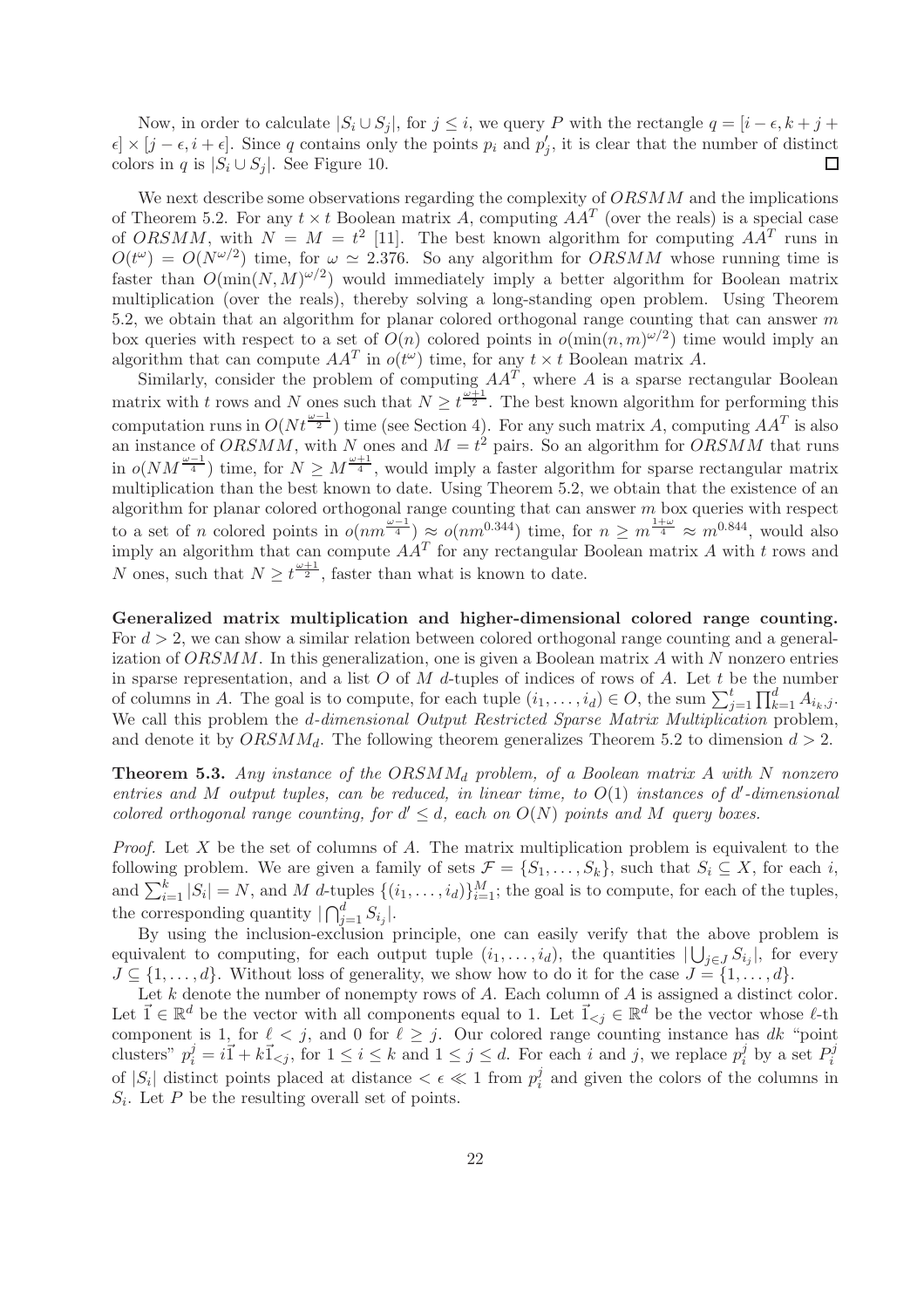Now, in order to calculate $|S_i \cup S_j|$, for $j \leq i$, we query $P$ with the rectangle $q = [i - \epsilon, k + j + \epsilon] \times [j - \epsilon, i + \epsilon]$. Since $q$ contains only the points $p_i$ and $p'_j$, it is clear that the number of distinct colors in $q$ is $|S_i \cup S_j|$. See Figure 10. $\square$

We next describe some observations regarding the complexity of $ORSMM$ and the implications of Theorem 5.2. For any $t \times t$ Boolean matrix $A$, computing $AA^T$ (over the reals) is a special case of $ORSMM$, with $N = M = t^2$ [11]. The best known algorithm for computing $AA^T$ runs in $O(t^\omega) = O(N^{\omega/2})$ time, for $\omega \simeq 2.376$. So any algorithm for $ORSMM$ whose running time is faster than $O(\min(N, M)^{\omega/2})$ would immediately imply a better algorithm for Boolean matrix multiplication (over the reals), thereby solving a long-standing open problem. Using Theorem 5.2, we obtain that an algorithm for planar colored orthogonal range counting that can answer $m$ box queries with respect to a set of $O(n)$ colored points in $o(\min(n, m)^{\omega/2})$ time would imply an algorithm that can compute $AA^T$ in $o(t^\omega)$ time, for any $t \times t$ Boolean matrix $A$.

Similarly, consider the problem of computing $AA^T$, where $A$ is a sparse rectangular Boolean matrix with $t$ rows and $N$ ones such that $N \geq t^{\frac{\omega+1}{2}}$. The best known algorithm for performing this computation runs in $O(Nt^{\frac{\omega-1}{2}})$ time (see Section 4). For any such matrix $A$, computing $AA^T$ is also an instance of $ORSMM$, with $N$ ones and $M = t^2$ pairs. So an algorithm for $ORSMM$ that runs in $o(NM^{\frac{\omega-1}{4}})$ time, for $N \geq M^{\frac{\omega+1}{4}}$, would imply a faster algorithm for sparse rectangular matrix multiplication than the best known to date. Using Theorem 5.2, we obtain that the existence of an algorithm for planar colored orthogonal range counting that can answer $m$ box queries with respect to a set of $n$ colored points in $o(nm^{\frac{\omega-1}{4}}) \approx o(nm^{0.344})$ time, for $n \geq m^{\frac{1+\omega}{4}} \approx m^{0.844}$, would also imply an algorithm that can compute $AA^T$ for any rectangular Boolean matrix $A$ with $t$ rows and $N$ ones, such that $N \geq t^{\frac{\omega+1}{2}}$, faster than what is known to date.

**Generalized matrix multiplication and higher-dimensional colored range counting.** For $d > 2$, we can show a similar relation between colored orthogonal range counting and a generalization of $ORSMM$. In this generalization, one is given a Boolean matrix $A$ with $N$ nonzero entries in sparse representation, and a list $O$ of $M$ $d$-tuples of indices of rows of $A$. Let $t$ be the number of columns in $A$. The goal is to compute, for each tuple $(i_1, \ldots, i_d) \in O$, the sum $\sum_{j=1}^{t} \prod_{k=1}^{d} A_{i_k,j}$. We call this problem the *$d$-dimensional Output Restricted Sparse Matrix Multiplication* problem, and denote it by $ORSMM_d$. The following theorem generalizes Theorem 5.2 to dimension $d > 2$.

**Theorem 5.3.** *Any instance of the $ORSMM_d$ problem, of a Boolean matrix $A$ with $N$ nonzero entries and $M$ output tuples, can be reduced, in linear time, to $O(1)$ instances of $d'$-dimensional colored orthogonal range counting, for $d' \leq d$, each on $O(N)$ points and $M$ query boxes.*

*Proof.* Let $X$ be the set of columns of $A$. The matrix multiplication problem is equivalent to the following problem. We are given a family of sets $\mathcal{F} = \{S_1, \ldots, S_k\}$, such that $S_i \subseteq X$, for each $i$, and $\sum_{i=1}^{k} |S_i| = N$, and $M$ $d$-tuples $\{(i_1, \ldots, i_d)\}_{i=1}^{M}$; the goal is to compute, for each of the tuples, the corresponding quantity $|\bigcap_{j=1}^{d} S_{i_j}|$.

By using the inclusion-exclusion principle, one can easily verify that the above problem is equivalent to computing, for each output tuple $(i_1, \ldots, i_d)$, the quantities $|\bigcup_{j \in J} S_{i_j}|$, for every $J \subseteq \{1, \ldots, d\}$. Without loss of generality, we show how to do it for the case $J = \{1, \ldots, d\}$.

Let $k$ denote the number of nonempty rows of $A$. Each column of $A$ is assigned a distinct color. Let $\vec{1} \in \mathbb{R}^d$ be the vector with all components equal to 1. Let $\vec{1}_{<j} \in \mathbb{R}^d$ be the vector whose $\ell$-th component is 1, for $\ell < j$, and 0 for $\ell \geq j$. Our colored range counting instance has $dk$ "point clusters" $p_i^j = i\vec{1} + k\vec{1}_{<j}$, for $1 \leq i \leq k$ and $1 \leq j \leq d$. For each $i$ and $j$, we replace $p_i^j$ by a set $P_i^j$ of $|S_i|$ distinct points placed at distance $< \epsilon \ll 1$ from $p_i^j$ and given the colors of the columns in $S_i$. Let $P$ be the resulting overall set of points.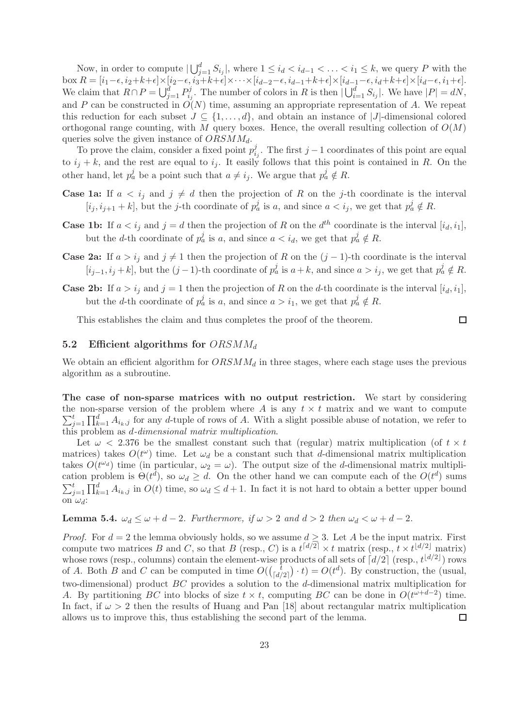Now, in order to compute $|\bigcup_{j=1}^{d} S_{i_j}|$, where $1 \le i_d < i_{d-1} < \ldots < i_1 \le k$, we query $P$ with the box $R = [i_1-\epsilon, i_2+k+\epsilon]\times[i_2-\epsilon, i_3+k+\epsilon]\times\cdots\times[i_{d-2}-\epsilon, i_{d-1}+k+\epsilon]\times[i_{d-1}-\epsilon, i_d+k+\epsilon]\times[i_d-\epsilon, i_1+\epsilon]$. We claim that $R\cap P = \bigcup_{j=1}^{d} P_{i_j}^{j}$. The number of colors in $R$ is then $|\bigcup_{i=1}^{d} S_{i_j}|$. We have $|P| = dN$, and $P$ can be constructed in $O(N)$ time, assuming an appropriate representation of $A$. We repeat this reduction for each subset $J \subseteq \{1, \ldots, d\}$, and obtain an instance of $|J|$-dimensional colored orthogonal range counting, with $M$ query boxes. Hence, the overall resulting collection of $O(M)$ queries solve the given instance of $ORSMM_d$.

To prove the claim, consider a fixed point $p_{i_j}^{j}$. The first $j-1$ coordinates of this point are equal to $i_j + k$, and the rest are equal to $i_j$. It easily follows that this point is contained in $R$. On the other hand, let $p_a^j$ be a point such that $a \ne i_j$. We argue that $p_a^j \notin R$.

**Case 1a:** If $a < i_j$ and $j \ne d$ then the projection of $R$ on the $j$-th coordinate is the interval $[i_j, i_{j+1}+k]$, but the $j$-th coordinate of $p_a^j$ is $a$, and since $a < i_j$, we get that $p_a^j \notin R$.

**Case 1b:** If $a < i_j$ and $j = d$ then the projection of $R$ on the $d^{th}$ coordinate is the interval $[i_d, i_1]$, but the $d$-th coordinate of $p_a^j$ is $a$, and since $a < i_d$, we get that $p_a^j \notin R$.

**Case 2a:** If $a > i_j$ and $j \ne 1$ then the projection of $R$ on the $(j-1)$-th coordinate is the interval $[i_{j-1}, i_j+k]$, but the $(j-1)$-th coordinate of $p_a^j$ is $a+k$, and since $a > i_j$, we get that $p_a^j \notin R$.

**Case 2b:** If $a > i_j$ and $j = 1$ then the projection of $R$ on the $d$-th coordinate is the interval $[i_d, i_1]$, but the $d$-th coordinate of $p_a^j$ is $a$, and since $a > i_1$, we get that $p_a^j \notin R$.

This establishes the claim and thus completes the proof of the theorem. □

### 5.2 Efficient algorithms for $ORSMM_d$

We obtain an efficient algorithm for $ORSMM_d$ in three stages, where each stage uses the previous algorithm as a subroutine.

**The case of non-sparse matrices with no output restriction.** We start by considering the non-sparse version of the problem where $A$ is any $t \times t$ matrix and we want to compute $\sum_{j=1}^{t}\prod_{k=1}^{d} A_{i_k,j}$ for any $d$-tuple of rows of $A$. With a slight possible abuse of notation, we refer to this problem as *d-dimensional matrix multiplication*.

Let $\omega < 2.376$ be the smallest constant such that (regular) matrix multiplication (of $t \times t$ matrices) takes $O(t^{\omega})$ time. Let $\omega_d$ be a constant such that $d$-dimensional matrix multiplication takes $O(t^{\omega_d})$ time (in particular, $\omega_2 = \omega$). The output size of the $d$-dimensional matrix multiplication problem is $\Theta(t^d)$, so $\omega_d \ge d$. On the other hand we can compute each of the $O(t^d)$ sums $\sum_{j=1}^{t}\prod_{k=1}^{d} A_{i_k,j}$ in $O(t)$ time, so $\omega_d \le d+1$. In fact it is not hard to obtain a better upper bound on $\omega_d$:

**Lemma 5.4.** *$\omega_d \le \omega + d - 2$. Furthermore, if $\omega > 2$ and $d > 2$ then $\omega_d < \omega + d - 2$.*

*Proof.* For $d = 2$ the lemma obviously holds, so we assume $d \ge 3$. Let $A$ be the input matrix. First compute two matrices $B$ and $C$, so that $B$ (resp., $C$) is a $t^{\lceil d/2\rceil} \times t$ matrix (resp., $t \times t^{\lfloor d/2\rfloor}$ matrix) whose rows (resp., columns) contain the element-wise products of all sets of $\lceil d/2\rceil$ (resp., $t^{\lfloor d/2\rfloor}$) rows of $A$. Both $B$ and $C$ can be computed in time $O(\binom{t}{\lceil d/2\rceil}\cdot t) = O(t^d)$. By construction, the (usual, two-dimensional) product $BC$ provides a solution to the $d$-dimensional matrix multiplication for $A$. By partitioning $BC$ into blocks of size $t \times t$, computing $BC$ can be done in $O(t^{\omega+d-2})$ time. In fact, if $\omega > 2$ then the results of Huang and Pan [18] about rectangular matrix multiplication allows us to improve this, thus establishing the second part of the lemma. □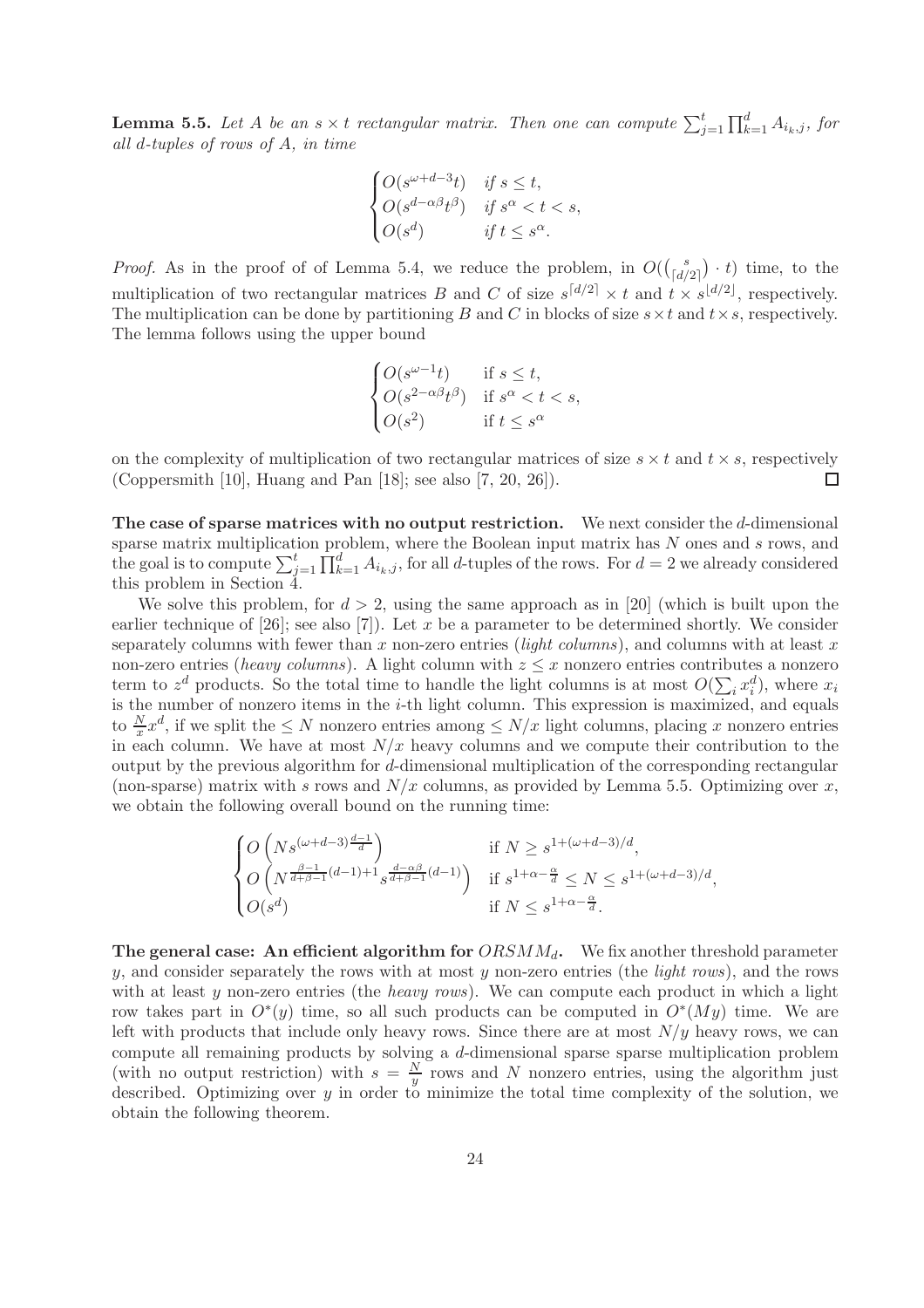**Lemma 5.5.** *Let $A$ be an $s \times t$ rectangular matrix. Then one can compute $\sum_{j=1}^{t} \prod_{k=1}^{d} A_{i_k,j}$, for all $d$-tuples of rows of $A$, in time*

$$
\begin{cases}
O(s^{\omega+d-3}t) & \text{if } s \leq t, \\
O(s^{d-\alpha\beta}t^{\beta}) & \text{if } s^{\alpha} < t < s, \\
O(s^{d}) & \text{if } t \leq s^{\alpha}.
\end{cases}
$$

*Proof.* As in the proof of of Lemma 5.4, we reduce the problem, in $O(\binom{s}{\lceil d/2 \rceil} \cdot t)$ time, to the multiplication of two rectangular matrices $B$ and $C$ of size $s^{\lceil d/2 \rceil} \times t$ and $t \times s^{\lfloor d/2 \rfloor}$, respectively. The multiplication can be done by partitioning $B$ and $C$ in blocks of size $s \times t$ and $t \times s$, respectively. The lemma follows using the upper bound

$$
\begin{cases}
O(s^{\omega-1}t) & \text{if } s \leq t, \\
O(s^{2-\alpha\beta}t^{\beta}) & \text{if } s^{\alpha} < t < s, \\
O(s^{2}) & \text{if } t \leq s^{\alpha}
\end{cases}
$$

on the complexity of multiplication of two rectangular matrices of size $s \times t$ and $t \times s$, respectively (Coppersmith [10], Huang and Pan [18]; see also [7, 20, 26]). ☐

**The case of sparse matrices with no output restriction.** We next consider the $d$-dimensional sparse matrix multiplication problem, where the Boolean input matrix has $N$ ones and $s$ rows, and the goal is to compute $\sum_{j=1}^{t} \prod_{k=1}^{d} A_{i_k,j}$, for all $d$-tuples of the rows. For $d = 2$ we already considered this problem in Section 4.

We solve this problem, for $d > 2$, using the same approach as in [20] (which is built upon the earlier technique of [26]; see also [7]). Let $x$ be a parameter to be determined shortly. We consider separately columns with fewer than $x$ non-zero entries (*light columns*), and columns with at least $x$ non-zero entries (*heavy columns*). A light column with $z \leq x$ nonzero entries contributes a nonzero term to $z^d$ products. So the total time to handle the light columns is at most $O(\sum_i x_i^d)$, where $x_i$ is the number of nonzero items in the $i$-th light column. This expression is maximized, and equals to $\frac{N}{x}x^d$, if we split the $\leq N$ nonzero entries among $\leq N/x$ light columns, placing $x$ nonzero entries in each column. We have at most $N/x$ heavy columns and we compute their contribution to the output by the previous algorithm for $d$-dimensional multiplication of the corresponding rectangular (non-sparse) matrix with $s$ rows and $N/x$ columns, as provided by Lemma 5.5. Optimizing over $x$, we obtain the following overall bound on the running time:

$$
\begin{cases}
O\left(Ns^{(\omega+d-3)\frac{d-1}{d}}\right) & \text{if } N \geq s^{1+(\omega+d-3)/d}, \\
O\left(N^{\frac{\beta-1}{d+\beta-1}(d-1)+1}s^{\frac{d-\alpha\beta}{d+\beta-1}(d-1)}\right) & \text{if } s^{1+\alpha-\frac{\alpha}{d}} \leq N \leq s^{1+(\omega+d-3)/d}, \\
O(s^{d}) & \text{if } N \leq s^{1+\alpha-\frac{\alpha}{d}}.
\end{cases}
$$

**The general case: An efficient algorithm for $ORSMM_d$.** We fix another threshold parameter $y$, and consider separately the rows with at most $y$ non-zero entries (the *light rows*), and the rows with at least $y$ non-zero entries (the *heavy rows*). We can compute each product in which a light row takes part in $O^*(y)$ time, so all such products can be computed in $O^*(My)$ time. We are left with products that include only heavy rows. Since there are at most $N/y$ heavy rows, we can compute all remaining products by solving a $d$-dimensional sparse sparse multiplication problem (with no output restriction) with $s = \frac{N}{y}$ rows and $N$ nonzero entries, using the algorithm just described. Optimizing over $y$ in order to minimize the total time complexity of the solution, we obtain the following theorem.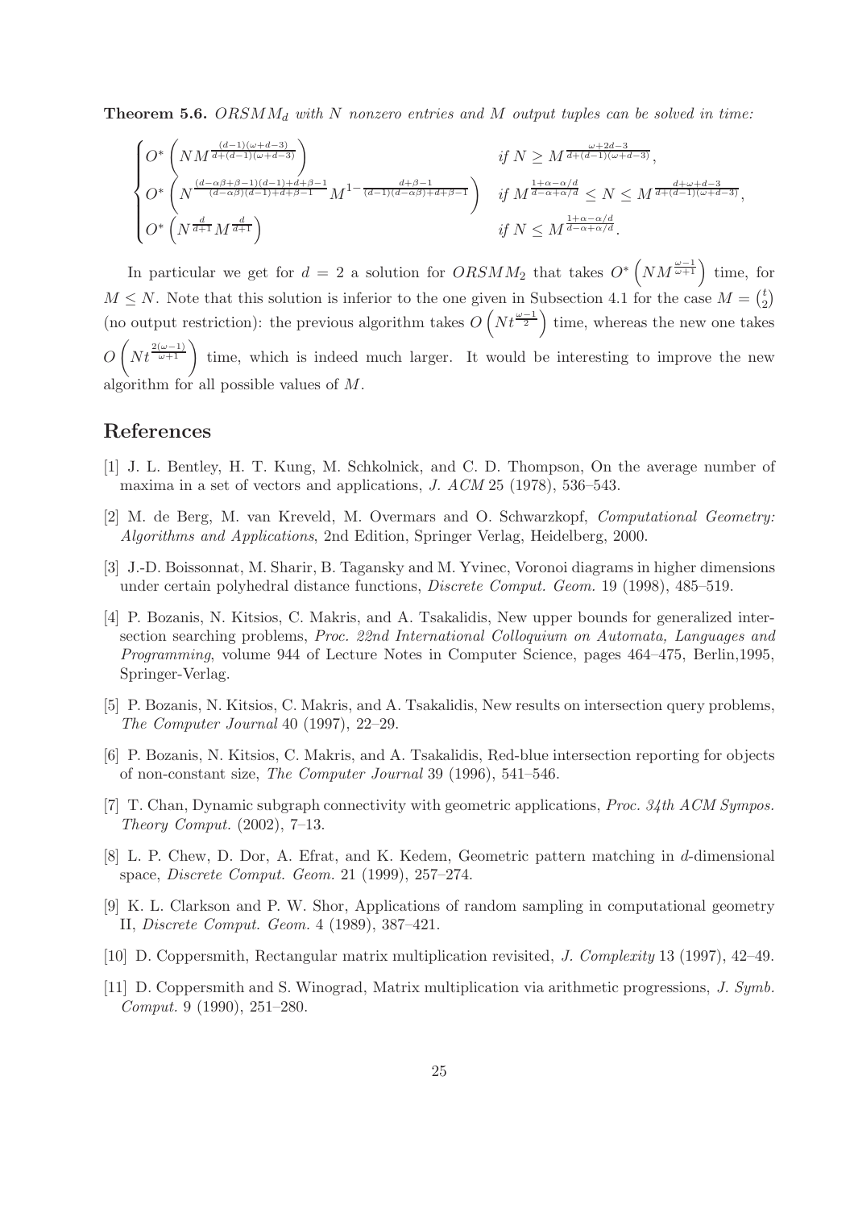**Theorem 5.6.** *$ORSMM_d$ with $N$ nonzero entries and $M$ output tuples can be solved in time:*

$$\begin{cases} O^*\left(NM^{\frac{(d-1)(\omega+d-3)}{d+(d-1)(\omega+d-3)}}\right) & \text{if } N \geq M^{\frac{\omega+2d-3}{d+(d-1)(\omega+d-3)}}, \\ O^*\left(N^{\frac{(d-\alpha\beta+\beta-1)(d-1)+d+\beta-1}{(d-\alpha\beta)(d-1)+d+\beta-1}} M^{1-\frac{d+\beta-1}{(d-1)(d-\alpha\beta)+d+\beta-1}}\right) & \text{if } M^{\frac{1+\alpha-\alpha/d}{d-\alpha+\alpha/d}} \leq N \leq M^{\frac{d+\omega+d-3}{d+(d-1)(\omega+d-3)}}, \\ O^*\left(N^{\frac{d}{d+1}} M^{\frac{d}{d+1}}\right) & \text{if } N \leq M^{\frac{1+\alpha-\alpha/d}{d-\alpha+\alpha/d}}. \end{cases}$$

In particular we get for $d = 2$ a solution for $ORSMM_2$ that takes $O^*\left(NM^{\frac{\omega-1}{\omega+1}}\right)$ time, for $M \leq N$. Note that this solution is inferior to the one given in Subsection 4.1 for the case $M = \binom{t}{2}$ (no output restriction): the previous algorithm takes $O\left(Nt^{\frac{\omega-1}{2}}\right)$ time, whereas the new one takes $O\left(Nt^{\frac{2(\omega-1)}{\omega+1}}\right)$ time, which is indeed much larger. It would be interesting to improve the new algorithm for all possible values of $M$.

## References

[1] J. L. Bentley, H. T. Kung, M. Schkolnick, and C. D. Thompson, On the average number of maxima in a set of vectors and applications, *J. ACM* 25 (1978), 536–543.

[2] M. de Berg, M. van Kreveld, M. Overmars and O. Schwarzkopf, *Computational Geometry: Algorithms and Applications*, 2nd Edition, Springer Verlag, Heidelberg, 2000.

[3] J.-D. Boissonnat, M. Sharir, B. Tagansky and M. Yvinec, Voronoi diagrams in higher dimensions under certain polyhedral distance functions, *Discrete Comput. Geom.* 19 (1998), 485–519.

[4] P. Bozanis, N. Kitsios, C. Makris, and A. Tsakalidis, New upper bounds for generalized intersection searching problems, *Proc. 22nd International Colloquium on Automata, Languages and Programming*, volume 944 of Lecture Notes in Computer Science, pages 464–475, Berlin,1995, Springer-Verlag.

[5] P. Bozanis, N. Kitsios, C. Makris, and A. Tsakalidis, New results on intersection query problems, *The Computer Journal* 40 (1997), 22–29.

[6] P. Bozanis, N. Kitsios, C. Makris, and A. Tsakalidis, Red-blue intersection reporting for objects of non-constant size, *The Computer Journal* 39 (1996), 541–546.

[7] T. Chan, Dynamic subgraph connectivity with geometric applications, *Proc. 34th ACM Sympos. Theory Comput.* (2002), 7–13.

[8] L. P. Chew, D. Dor, A. Efrat, and K. Kedem, Geometric pattern matching in $d$-dimensional space, *Discrete Comput. Geom.* 21 (1999), 257–274.

[9] K. L. Clarkson and P. W. Shor, Applications of random sampling in computational geometry II, *Discrete Comput. Geom.* 4 (1989), 387–421.

[10] D. Coppersmith, Rectangular matrix multiplication revisited, *J. Complexity* 13 (1997), 42–49.

[11] D. Coppersmith and S. Winograd, Matrix multiplication via arithmetic progressions, *J. Symb. Comput.* 9 (1990), 251–280.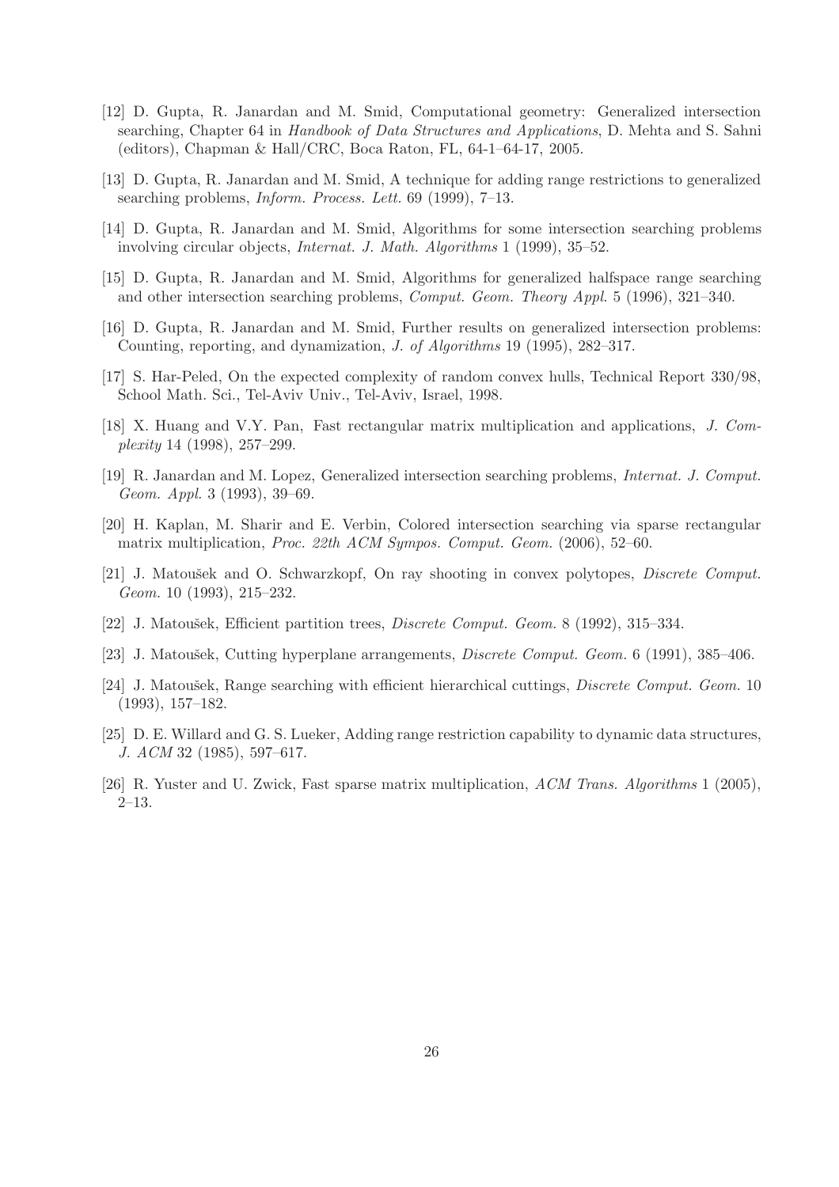[12] D. Gupta, R. Janardan and M. Smid, Computational geometry: Generalized intersection searching, Chapter 64 in *Handbook of Data Structures and Applications*, D. Mehta and S. Sahni (editors), Chapman & Hall/CRC, Boca Raton, FL, 64-1–64-17, 2005.

[13] D. Gupta, R. Janardan and M. Smid, A technique for adding range restrictions to generalized searching problems, *Inform. Process. Lett.* 69 (1999), 7–13.

[14] D. Gupta, R. Janardan and M. Smid, Algorithms for some intersection searching problems involving circular objects, *Internat. J. Math. Algorithms* 1 (1999), 35–52.

[15] D. Gupta, R. Janardan and M. Smid, Algorithms for generalized halfspace range searching and other intersection searching problems, *Comput. Geom. Theory Appl.* 5 (1996), 321–340.

[16] D. Gupta, R. Janardan and M. Smid, Further results on generalized intersection problems: Counting, reporting, and dynamization, *J. of Algorithms* 19 (1995), 282–317.

[17] S. Har-Peled, On the expected complexity of random convex hulls, Technical Report 330/98, School Math. Sci., Tel-Aviv Univ., Tel-Aviv, Israel, 1998.

[18] X. Huang and V.Y. Pan, Fast rectangular matrix multiplication and applications, *J. Complexity* 14 (1998), 257–299.

[19] R. Janardan and M. Lopez, Generalized intersection searching problems, *Internat. J. Comput. Geom. Appl.* 3 (1993), 39–69.

[20] H. Kaplan, M. Sharir and E. Verbin, Colored intersection searching via sparse rectangular matrix multiplication, *Proc. 22th ACM Sympos. Comput. Geom.* (2006), 52–60.

[21] J. Matoušek and O. Schwarzkopf, On ray shooting in convex polytopes, *Discrete Comput. Geom.* 10 (1993), 215–232.

[22] J. Matoušek, Efficient partition trees, *Discrete Comput. Geom.* 8 (1992), 315–334.

[23] J. Matoušek, Cutting hyperplane arrangements, *Discrete Comput. Geom.* 6 (1991), 385–406.

[24] J. Matoušek, Range searching with efficient hierarchical cuttings, *Discrete Comput. Geom.* 10 (1993), 157–182.

[25] D. E. Willard and G. S. Lueker, Adding range restriction capability to dynamic data structures, *J. ACM* 32 (1985), 597–617.

[26] R. Yuster and U. Zwick, Fast sparse matrix multiplication, *ACM Trans. Algorithms* 1 (2005), 2–13.